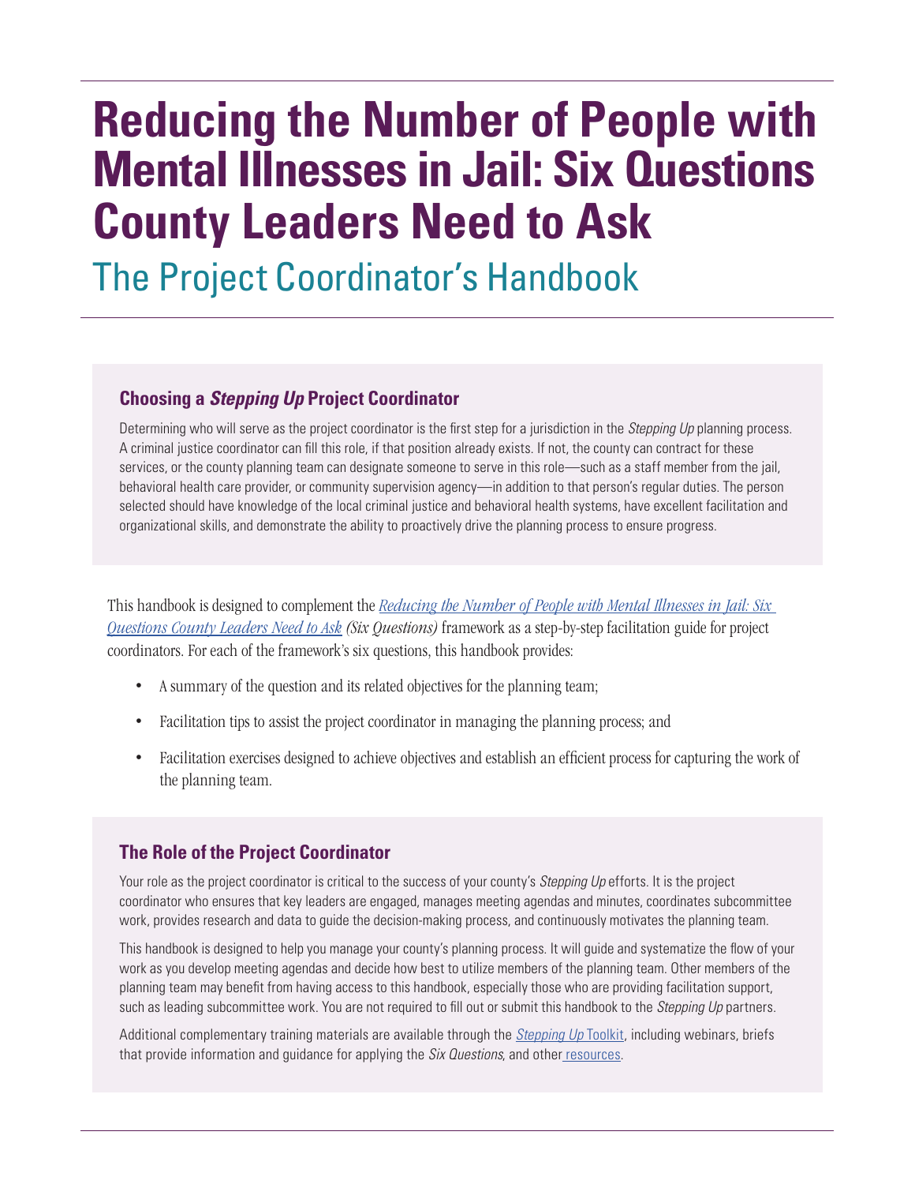# Reducing the Number of People with Mental Illnesses in Jail: Six Questions County Leaders Need to Ask

## The Project Coordinator's Handbook

### Choosing a *Stepping Up* Project Coordinator

Determining who will serve as the project coordinator is the first step for a jurisdiction in the *Stepping Up* planning process. A criminal justice coordinator can fill this role, if that position already exists. If not, the county can contract for these services, or the county planning team can designate someone to serve in this role—such as a staff member from the jail, behavioral health care provider, or community supervision agency—in addition to that person's regular duties. The person selected should have knowledge of the local criminal justice and behavioral health systems, have excellent facilitation and organizational skills, and demonstrate the ability to proactively drive the planning process to ensure progress.

This handbook is designed to complement the *Reducing the Number of People with Mental Illnesses in Jail: Six Questions County Leaders Need to Ask* *(Six Questions)* framework as a step-by-step facilitation guide for project coordinators. For each of the framework's six questions, this handbook provides:

- A summary of the question and its related objectives for the planning team;
- Facilitation tips to assist the project coordinator in managing the planning process; and
- Facilitation exercises designed to achieve objectives and establish an efficient process for capturing the work of the planning team.

### The Role of the Project Coordinator

Your role as the project coordinator is critical to the success of your county's *Stepping Up* efforts. It is the project coordinator who ensures that key leaders are engaged, manages meeting agendas and minutes, coordinates subcommittee work, provides research and data to guide the decision-making process, and continuously motivates the planning team.

This handbook is designed to help you manage your county's planning process. It will guide and systematize the flow of your work as you develop meeting agendas and decide how best to utilize members of the planning team. Other members of the planning team may benefit from having access to this handbook, especially those who are providing facilitation support, such as leading subcommittee work. You are not required to fill out or submit this handbook to the *Stepping Up* partners.

Additional complementary training materials are available through the *Stepping Up* Toolkit, including webinars, briefs that provide information and guidance for applying the *Six Questions*, and other resources.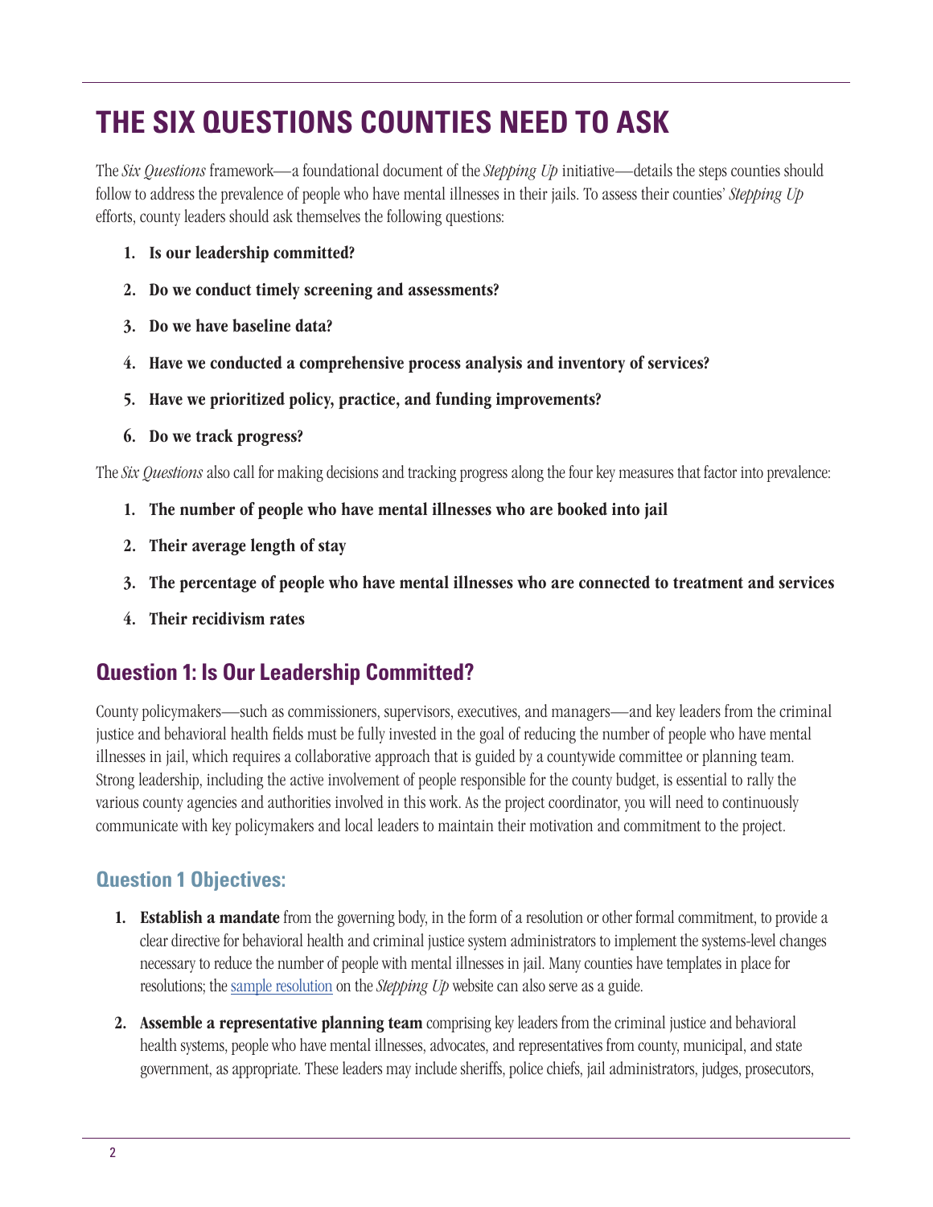# THE SIX QUESTIONS COUNTIES NEED TO ASK

The *Six Questions* framework—a foundational document of the *Stepping Up* initiative—details the steps counties should follow to address the prevalence of people who have mental illnesses in their jails. To assess their counties' *Stepping Up* efforts, county leaders should ask themselves the following questions:

1. **Is our leadership committed?**
2. **Do we conduct timely screening and assessments?**
3. **Do we have baseline data?**
4. **Have we conducted a comprehensive process analysis and inventory of services?**
5. **Have we prioritized policy, practice, and funding improvements?**
6. **Do we track progress?**

The *Six Questions* also call for making decisions and tracking progress along the four key measures that factor into prevalence:

1. **The number of people who have mental illnesses who are booked into jail**
2. **Their average length of stay**
3. **The percentage of people who have mental illnesses who are connected to treatment and services**
4. **Their recidivism rates**

## Question 1: Is Our Leadership Committed?

County policymakers—such as commissioners, supervisors, executives, and managers—and key leaders from the criminal justice and behavioral health fields must be fully invested in the goal of reducing the number of people who have mental illnesses in jail, which requires a collaborative approach that is guided by a countywide committee or planning team. Strong leadership, including the active involvement of people responsible for the county budget, is essential to rally the various county agencies and authorities involved in this work. As the project coordinator, you will need to continuously communicate with key policymakers and local leaders to maintain their motivation and commitment to the project.

### Question 1 Objectives:

1. **Establish a mandate** from the governing body, in the form of a resolution or other formal commitment, to provide a clear directive for behavioral health and criminal justice system administrators to implement the systems-level changes necessary to reduce the number of people with mental illnesses in jail. Many counties have templates in place for resolutions; the sample resolution on the *Stepping Up* website can also serve as a guide.
2. **Assemble a representative planning team** comprising key leaders from the criminal justice and behavioral health systems, people who have mental illnesses, advocates, and representatives from county, municipal, and state government, as appropriate. These leaders may include sheriffs, police chiefs, jail administrators, judges, prosecutors,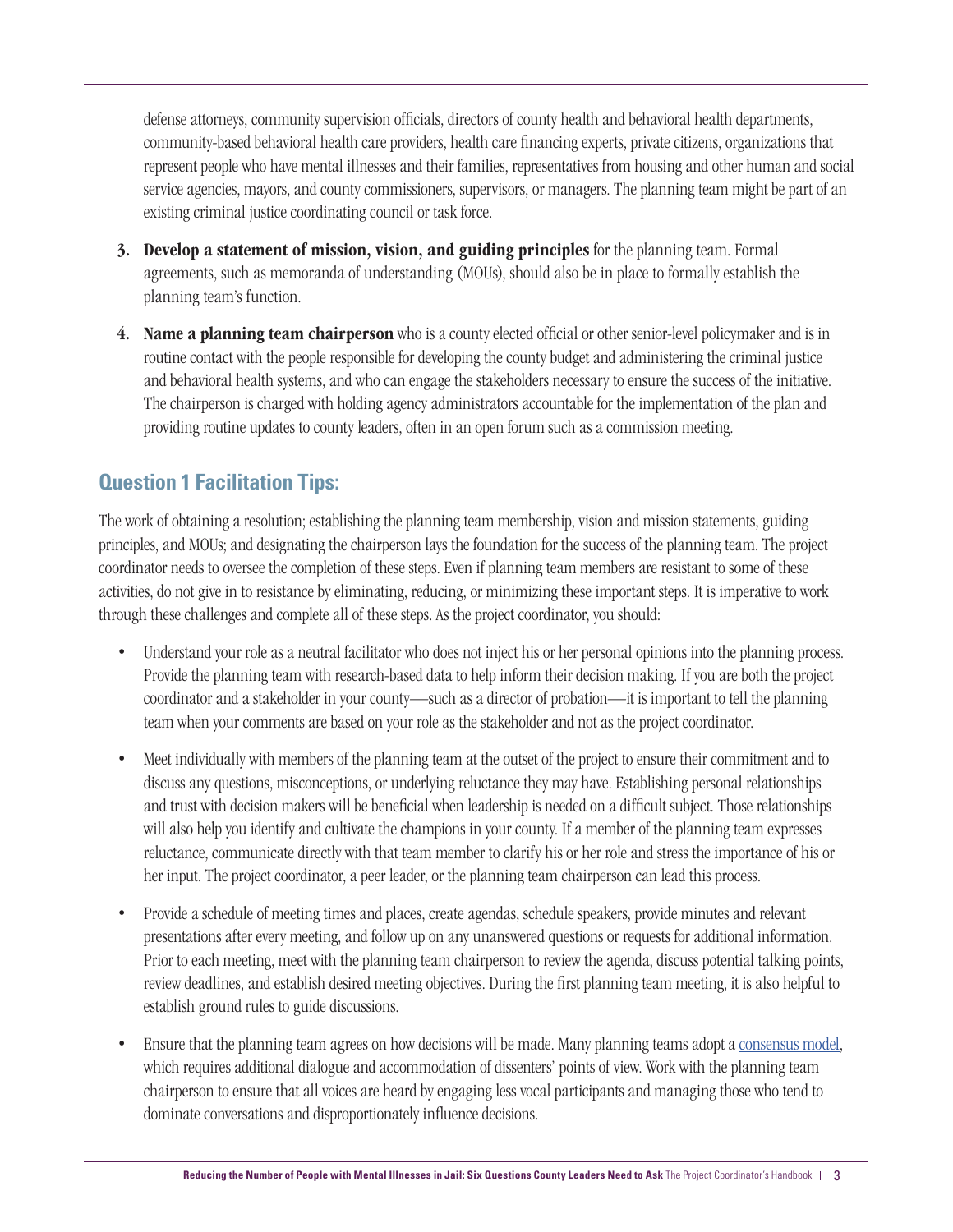defense attorneys, community supervision officials, directors of county health and behavioral health departments, community-based behavioral health care providers, health care financing experts, private citizens, organizations that represent people who have mental illnesses and their families, representatives from housing and other human and social service agencies, mayors, and county commissioners, supervisors, or managers. The planning team might be part of an existing criminal justice coordinating council or task force.

3. **Develop a statement of mission, vision, and guiding principles** for the planning team. Formal agreements, such as memoranda of understanding (MOUs), should also be in place to formally establish the planning team's function.

4. **Name a planning team chairperson** who is a county elected official or other senior-level policymaker and is in routine contact with the people responsible for developing the county budget and administering the criminal justice and behavioral health systems, and who can engage the stakeholders necessary to ensure the success of the initiative. The chairperson is charged with holding agency administrators accountable for the implementation of the plan and providing routine updates to county leaders, often in an open forum such as a commission meeting.

## Question 1 Facilitation Tips:

The work of obtaining a resolution; establishing the planning team membership, vision and mission statements, guiding principles, and MOUs; and designating the chairperson lays the foundation for the success of the planning team. The project coordinator needs to oversee the completion of these steps. Even if planning team members are resistant to some of these activities, do not give in to resistance by eliminating, reducing, or minimizing these important steps. It is imperative to work through these challenges and complete all of these steps. As the project coordinator, you should:

- Understand your role as a neutral facilitator who does not inject his or her personal opinions into the planning process. Provide the planning team with research-based data to help inform their decision making. If you are both the project coordinator and a stakeholder in your county—such as a director of probation—it is important to tell the planning team when your comments are based on your role as the stakeholder and not as the project coordinator.

- Meet individually with members of the planning team at the outset of the project to ensure their commitment and to discuss any questions, misconceptions, or underlying reluctance they may have. Establishing personal relationships and trust with decision makers will be beneficial when leadership is needed on a difficult subject. Those relationships will also help you identify and cultivate the champions in your county. If a member of the planning team expresses reluctance, communicate directly with that team member to clarify his or her role and stress the importance of his or her input. The project coordinator, a peer leader, or the planning team chairperson can lead this process.

- Provide a schedule of meeting times and places, create agendas, schedule speakers, provide minutes and relevant presentations after every meeting, and follow up on any unanswered questions or requests for additional information. Prior to each meeting, meet with the planning team chairperson to review the agenda, discuss potential talking points, review deadlines, and establish desired meeting objectives. During the first planning team meeting, it is also helpful to establish ground rules to guide discussions.

- Ensure that the planning team agrees on how decisions will be made. Many planning teams adopt a consensus model, which requires additional dialogue and accommodation of dissenters' points of view. Work with the planning team chairperson to ensure that all voices are heard by engaging less vocal participants and managing those who tend to dominate conversations and disproportionately influence decisions.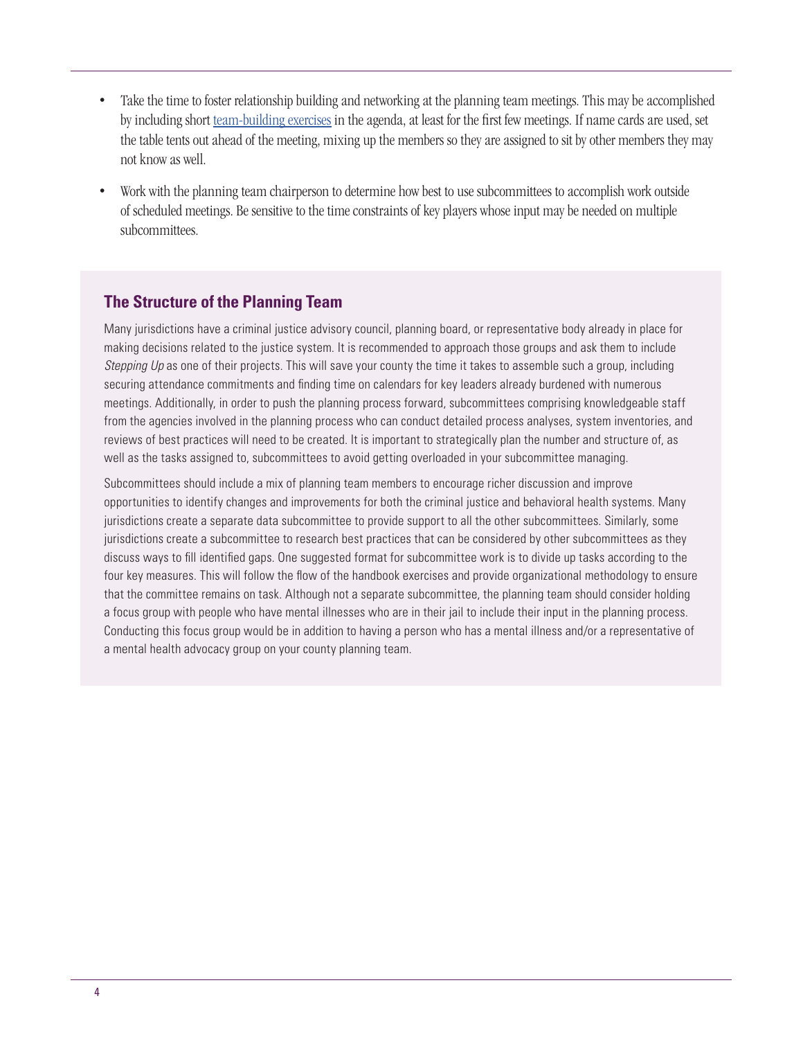- Take the time to foster relationship building and networking at the planning team meetings. This may be accomplished by including short team-building exercises in the agenda, at least for the first few meetings. If name cards are used, set the table tents out ahead of the meeting, mixing up the members so they are assigned to sit by other members they may not know as well.
- Work with the planning team chairperson to determine how best to use subcommittees to accomplish work outside of scheduled meetings. Be sensitive to the time constraints of key players whose input may be needed on multiple subcommittees.

## The Structure of the Planning Team

Many jurisdictions have a criminal justice advisory council, planning board, or representative body already in place for making decisions related to the justice system. It is recommended to approach those groups and ask them to include *Stepping Up* as one of their projects. This will save your county the time it takes to assemble such a group, including securing attendance commitments and finding time on calendars for key leaders already burdened with numerous meetings. Additionally, in order to push the planning process forward, subcommittees comprising knowledgeable staff from the agencies involved in the planning process who can conduct detailed process analyses, system inventories, and reviews of best practices will need to be created. It is important to strategically plan the number and structure of, as well as the tasks assigned to, subcommittees to avoid getting overloaded in your subcommittee managing.

Subcommittees should include a mix of planning team members to encourage richer discussion and improve opportunities to identify changes and improvements for both the criminal justice and behavioral health systems. Many jurisdictions create a separate data subcommittee to provide support to all the other subcommittees. Similarly, some jurisdictions create a subcommittee to research best practices that can be considered by other subcommittees as they discuss ways to fill identified gaps. One suggested format for subcommittee work is to divide up tasks according to the four key measures. This will follow the flow of the handbook exercises and provide organizational methodology to ensure that the committee remains on task. Although not a separate subcommittee, the planning team should consider holding a focus group with people who have mental illnesses who are in their jail to include their input in the planning process. Conducting this focus group would be in addition to having a person who has a mental illness and/or a representative of a mental health advocacy group on your county planning team.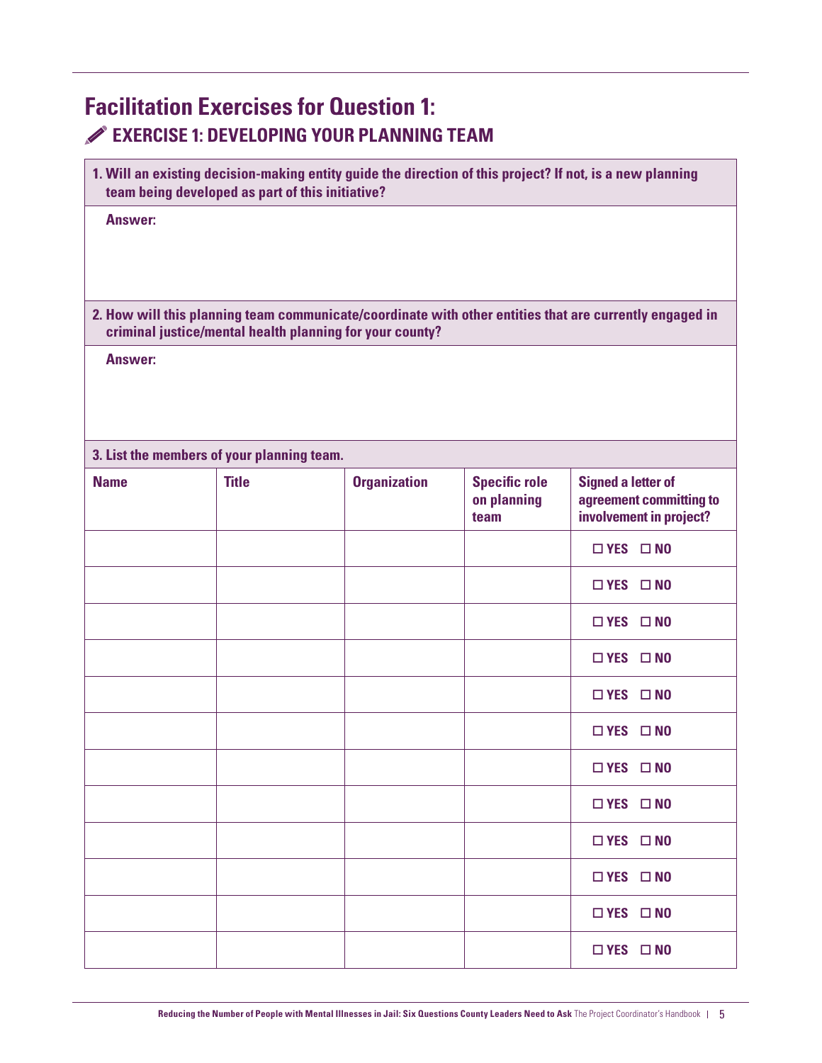## Facilitation Exercises for Question 1:

### EXERCISE 1: DEVELOPING YOUR PLANNING TEAM

**1. Will an existing decision-making entity guide the direction of this project? If not, is a new planning team being developed as part of this initiative?**

**Answer:**

**2. How will this planning team communicate/coordinate with other entities that are currently engaged in criminal justice/mental health planning for your county?**

**Answer:**

**3. List the members of your planning team.**

| Name | Title | Organization | Specific role on planning team | Signed a letter of agreement committing to involvement in project? |
|---|---|---|---|---|
| | | | | ☐ YES ☐ NO |
| | | | | ☐ YES ☐ NO |
| | | | | ☐ YES ☐ NO |
| | | | | ☐ YES ☐ NO |
| | | | | ☐ YES ☐ NO |
| | | | | ☐ YES ☐ NO |
| | | | | ☐ YES ☐ NO |
| | | | | ☐ YES ☐ NO |
| | | | | ☐ YES ☐ NO |
| | | | | ☐ YES ☐ NO |
| | | | | ☐ YES ☐ NO |
| | | | | ☐ YES ☐ NO |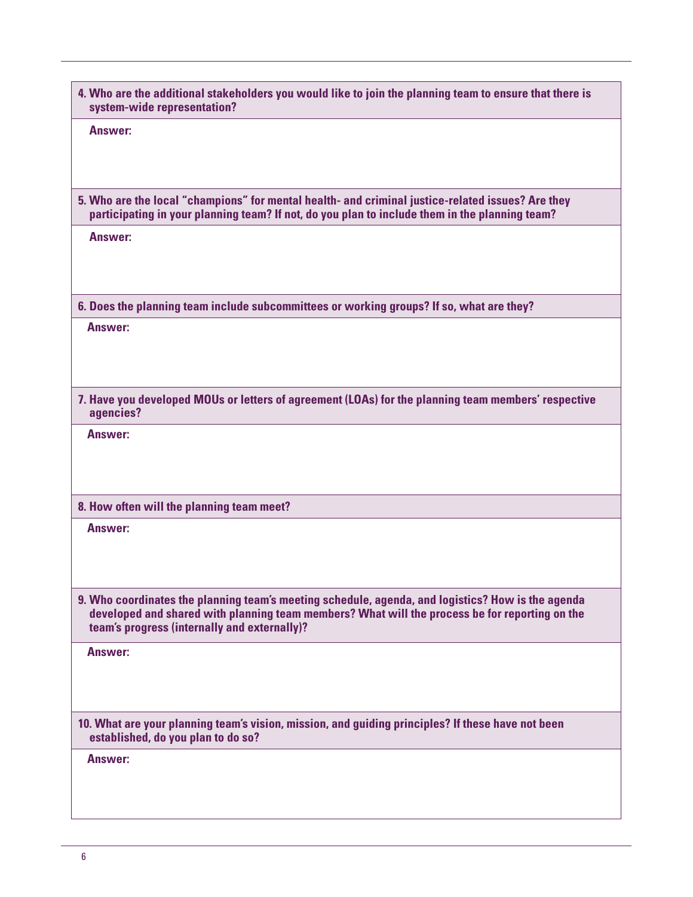**4. Who are the additional stakeholders you would like to join the planning team to ensure that there is system-wide representation?**

**Answer:**

**5. Who are the local "champions" for mental health- and criminal justice-related issues? Are they participating in your planning team? If not, do you plan to include them in the planning team?**

**Answer:**

**6. Does the planning team include subcommittees or working groups? If so, what are they?**

**Answer:**

**7. Have you developed MOUs or letters of agreement (LOAs) for the planning team members' respective agencies?**

**Answer:**

**8. How often will the planning team meet?**

**Answer:**

**9. Who coordinates the planning team's meeting schedule, agenda, and logistics? How is the agenda developed and shared with planning team members? What will the process be for reporting on the team's progress (internally and externally)?**

**Answer:**

**10. What are your planning team's vision, mission, and guiding principles? If these have not been established, do you plan to do so?**

**Answer:**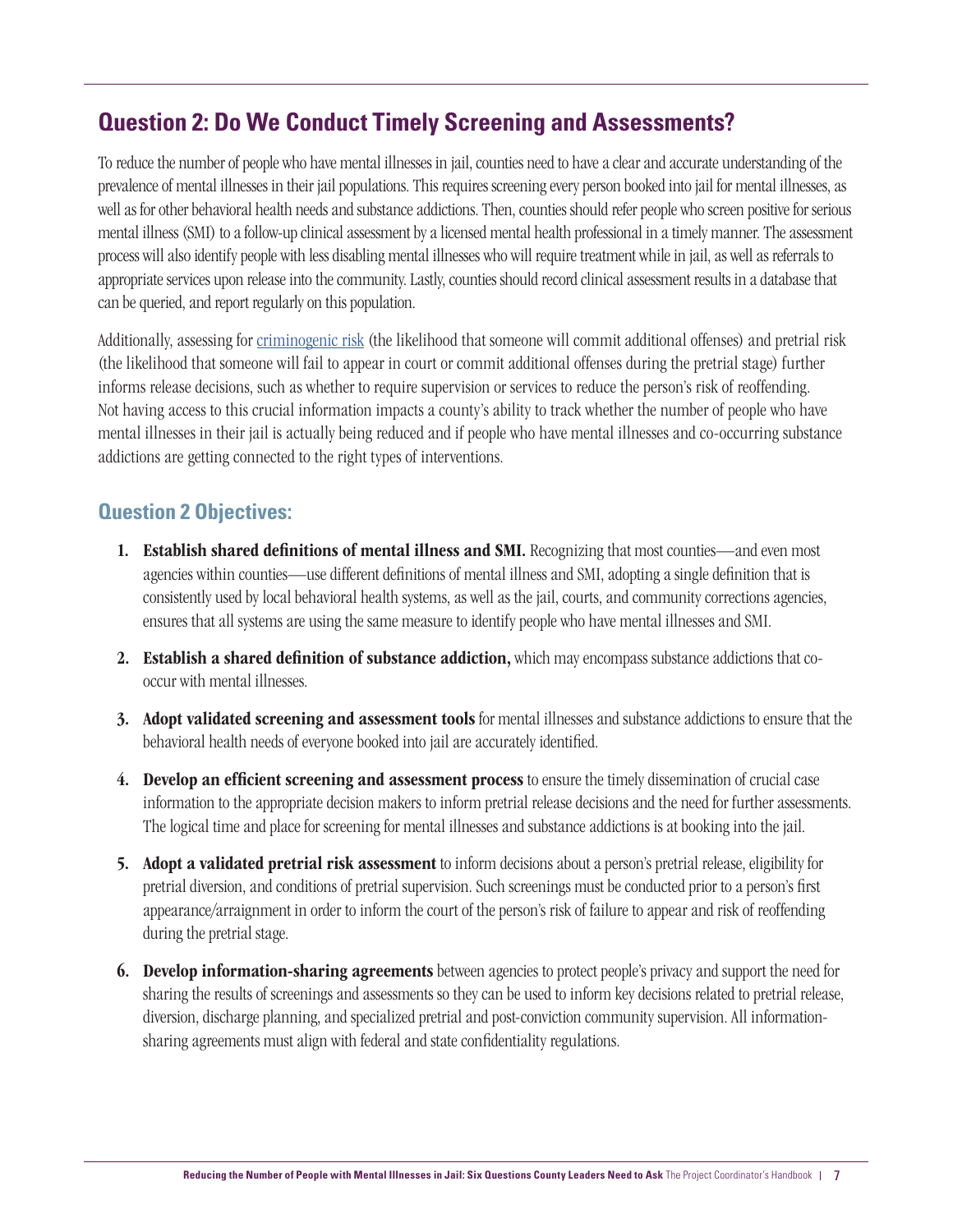## Question 2: Do We Conduct Timely Screening and Assessments?

To reduce the number of people who have mental illnesses in jail, counties need to have a clear and accurate understanding of the prevalence of mental illnesses in their jail populations. This requires screening every person booked into jail for mental illnesses, as well as for other behavioral health needs and substance addictions. Then, counties should refer people who screen positive for serious mental illness (SMI) to a follow-up clinical assessment by a licensed mental health professional in a timely manner. The assessment process will also identify people with less disabling mental illnesses who will require treatment while in jail, as well as referrals to appropriate services upon release into the community. Lastly, counties should record clinical assessment results in a database that can be queried, and report regularly on this population.

Additionally, assessing for criminogenic risk (the likelihood that someone will commit additional offenses) and pretrial risk (the likelihood that someone will fail to appear in court or commit additional offenses during the pretrial stage) further informs release decisions, such as whether to require supervision or services to reduce the person's risk of reoffending. Not having access to this crucial information impacts a county's ability to track whether the number of people who have mental illnesses in their jail is actually being reduced and if people who have mental illnesses and co-occurring substance addictions are getting connected to the right types of interventions.

### Question 2 Objectives:

1. **Establish shared definitions of mental illness and SMI.** Recognizing that most counties—and even most agencies within counties—use different definitions of mental illness and SMI, adopting a single definition that is consistently used by local behavioral health systems, as well as the jail, courts, and community corrections agencies, ensures that all systems are using the same measure to identify people who have mental illnesses and SMI.
2. **Establish a shared definition of substance addiction,** which may encompass substance addictions that co-occur with mental illnesses.
3. **Adopt validated screening and assessment tools** for mental illnesses and substance addictions to ensure that the behavioral health needs of everyone booked into jail are accurately identified.
4. **Develop an efficient screening and assessment process** to ensure the timely dissemination of crucial case information to the appropriate decision makers to inform pretrial release decisions and the need for further assessments. The logical time and place for screening for mental illnesses and substance addictions is at booking into the jail.
5. **Adopt a validated pretrial risk assessment** to inform decisions about a person's pretrial release, eligibility for pretrial diversion, and conditions of pretrial supervision. Such screenings must be conducted prior to a person's first appearance/arraignment in order to inform the court of the person's risk of failure to appear and risk of reoffending during the pretrial stage.
6. **Develop information-sharing agreements** between agencies to protect people's privacy and support the need for sharing the results of screenings and assessments so they can be used to inform key decisions related to pretrial release, diversion, discharge planning, and specialized pretrial and post-conviction community supervision. All information-sharing agreements must align with federal and state confidentiality regulations.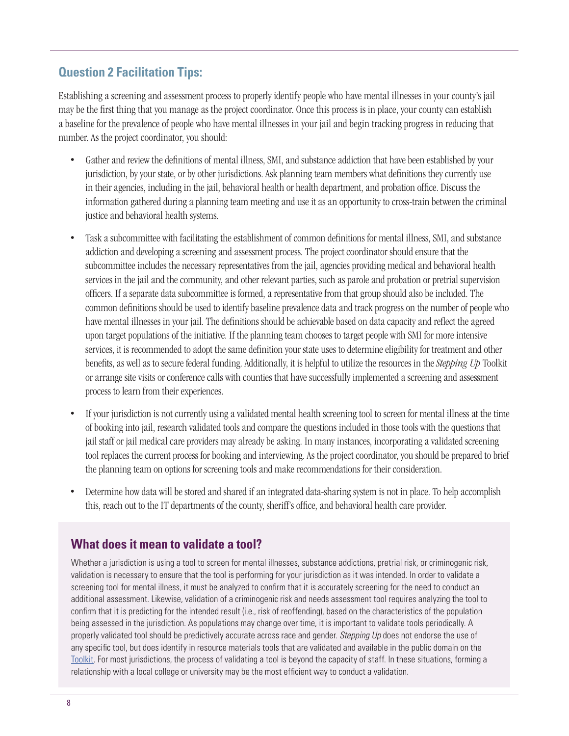## Question 2 Facilitation Tips:

Establishing a screening and assessment process to properly identify people who have mental illnesses in your county's jail may be the first thing that you manage as the project coordinator. Once this process is in place, your county can establish a baseline for the prevalence of people who have mental illnesses in your jail and begin tracking progress in reducing that number. As the project coordinator, you should:

- Gather and review the definitions of mental illness, SMI, and substance addiction that have been established by your jurisdiction, by your state, or by other jurisdictions. Ask planning team members what definitions they currently use in their agencies, including in the jail, behavioral health or health department, and probation office. Discuss the information gathered during a planning team meeting and use it as an opportunity to cross-train between the criminal justice and behavioral health systems.
- Task a subcommittee with facilitating the establishment of common definitions for mental illness, SMI, and substance addiction and developing a screening and assessment process. The project coordinator should ensure that the subcommittee includes the necessary representatives from the jail, agencies providing medical and behavioral health services in the jail and the community, and other relevant parties, such as parole and probation or pretrial supervision officers. If a separate data subcommittee is formed, a representative from that group should also be included. The common definitions should be used to identify baseline prevalence data and track progress on the number of people who have mental illnesses in your jail. The definitions should be achievable based on data capacity and reflect the agreed upon target populations of the initiative. If the planning team chooses to target people with SMI for more intensive services, it is recommended to adopt the same definition your state uses to determine eligibility for treatment and other benefits, as well as to secure federal funding. Additionally, it is helpful to utilize the resources in the *Stepping Up* Toolkit or arrange site visits or conference calls with counties that have successfully implemented a screening and assessment process to learn from their experiences.
- If your jurisdiction is not currently using a validated mental health screening tool to screen for mental illness at the time of booking into jail, research validated tools and compare the questions included in those tools with the questions that jail staff or jail medical care providers may already be asking. In many instances, incorporating a validated screening tool replaces the current process for booking and interviewing. As the project coordinator, you should be prepared to brief the planning team on options for screening tools and make recommendations for their consideration.
- Determine how data will be stored and shared if an integrated data-sharing system is not in place. To help accomplish this, reach out to the IT departments of the county, sheriff's office, and behavioral health care provider.

### What does it mean to validate a tool?

Whether a jurisdiction is using a tool to screen for mental illnesses, substance addictions, pretrial risk, or criminogenic risk, validation is necessary to ensure that the tool is performing for your jurisdiction as it was intended. In order to validate a screening tool for mental illness, it must be analyzed to confirm that it is accurately screening for the need to conduct an additional assessment. Likewise, validation of a criminogenic risk and needs assessment tool requires analyzing the tool to confirm that it is predicting for the intended result (i.e., risk of reoffending), based on the characteristics of the population being assessed in the jurisdiction. As populations may change over time, it is important to validate tools periodically. A properly validated tool should be predictively accurate across race and gender. *Stepping Up* does not endorse the use of any specific tool, but does identify in resource materials tools that are validated and available in the public domain on the Toolkit. For most jurisdictions, the process of validating a tool is beyond the capacity of staff. In these situations, forming a relationship with a local college or university may be the most efficient way to conduct a validation.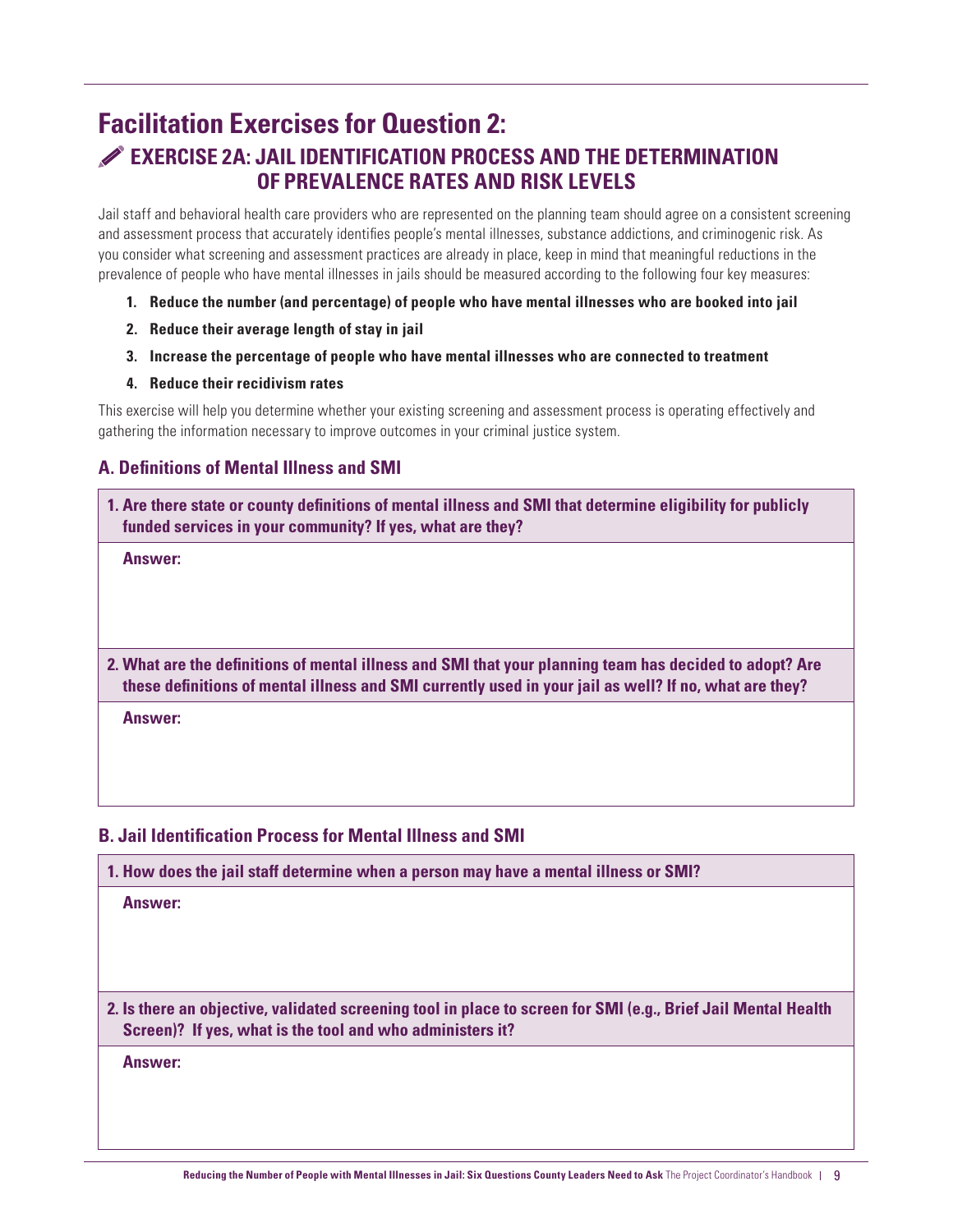# Facilitation Exercises for Question 2:

## EXERCISE 2A: JAIL IDENTIFICATION PROCESS AND THE DETERMINATION OF PREVALENCE RATES AND RISK LEVELS

Jail staff and behavioral health care providers who are represented on the planning team should agree on a consistent screening and assessment process that accurately identifies people's mental illnesses, substance addictions, and criminogenic risk. As you consider what screening and assessment practices are already in place, keep in mind that meaningful reductions in the prevalence of people who have mental illnesses in jails should be measured according to the following four key measures:

1. **Reduce the number (and percentage) of people who have mental illnesses who are booked into jail**
2. **Reduce their average length of stay in jail**
3. **Increase the percentage of people who have mental illnesses who are connected to treatment**
4. **Reduce their recidivism rates**

This exercise will help you determine whether your existing screening and assessment process is operating effectively and gathering the information necessary to improve outcomes in your criminal justice system.

### A. Definitions of Mental Illness and SMI

**1. Are there state or county definitions of mental illness and SMI that determine eligibility for publicly funded services in your community? If yes, what are they?**

**Answer:**

**2. What are the definitions of mental illness and SMI that your planning team has decided to adopt? Are these definitions of mental illness and SMI currently used in your jail as well? If no, what are they?**

**Answer:**

### B. Jail Identification Process for Mental Illness and SMI

**1. How does the jail staff determine when a person may have a mental illness or SMI?**

**Answer:**

**2. Is there an objective, validated screening tool in place to screen for SMI (e.g., Brief Jail Mental Health Screen)? If yes, what is the tool and who administers it?**

**Answer:**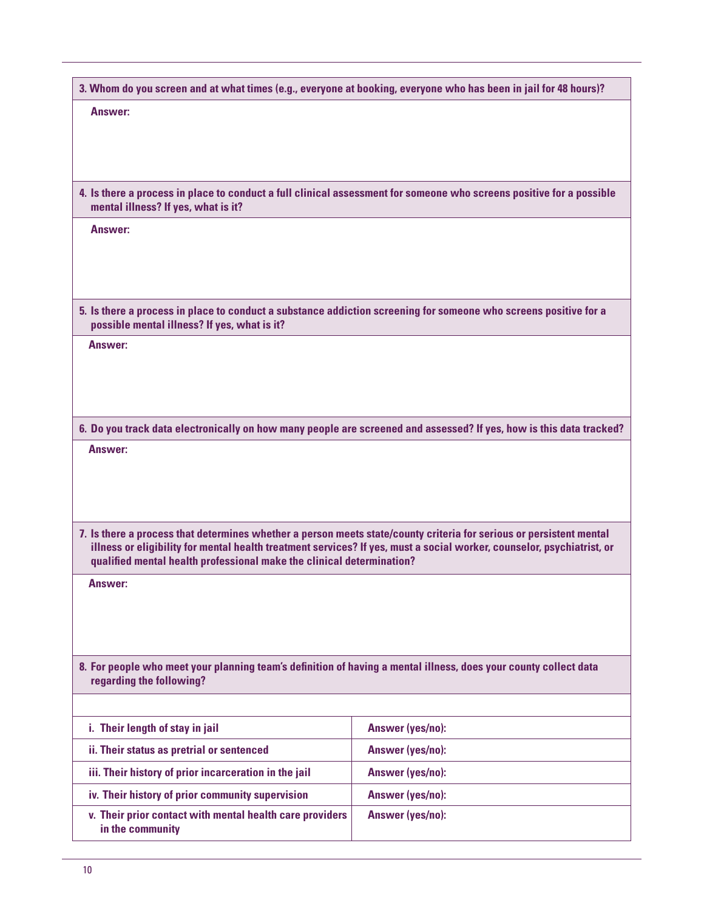**3. Whom do you screen and at what times (e.g., everyone at booking, everyone who has been in jail for 48 hours)?**

**Answer:**

**4. Is there a process in place to conduct a full clinical assessment for someone who screens positive for a possible mental illness? If yes, what is it?**

**Answer:**

**5. Is there a process in place to conduct a substance addiction screening for someone who screens positive for a possible mental illness? If yes, what is it?**

**Answer:**

**6. Do you track data electronically on how many people are screened and assessed? If yes, how is this data tracked?**

**Answer:**

**7. Is there a process that determines whether a person meets state/county criteria for serious or persistent mental illness or eligibility for mental health treatment services? If yes, must a social worker, counselor, psychiatrist, or qualified mental health professional make the clinical determination?**

**Answer:**

**8. For people who meet your planning team's definition of having a mental illness, does your county collect data regarding the following?**

| | |
|---|---|
| **i. Their length of stay in jail** | **Answer (yes/no):** |
| **ii. Their status as pretrial or sentenced** | **Answer (yes/no):** |
| **iii. Their history of prior incarceration in the jail** | **Answer (yes/no):** |
| **iv. Their history of prior community supervision** | **Answer (yes/no):** |
| **v. Their prior contact with mental health care providers in the community** | **Answer (yes/no):** |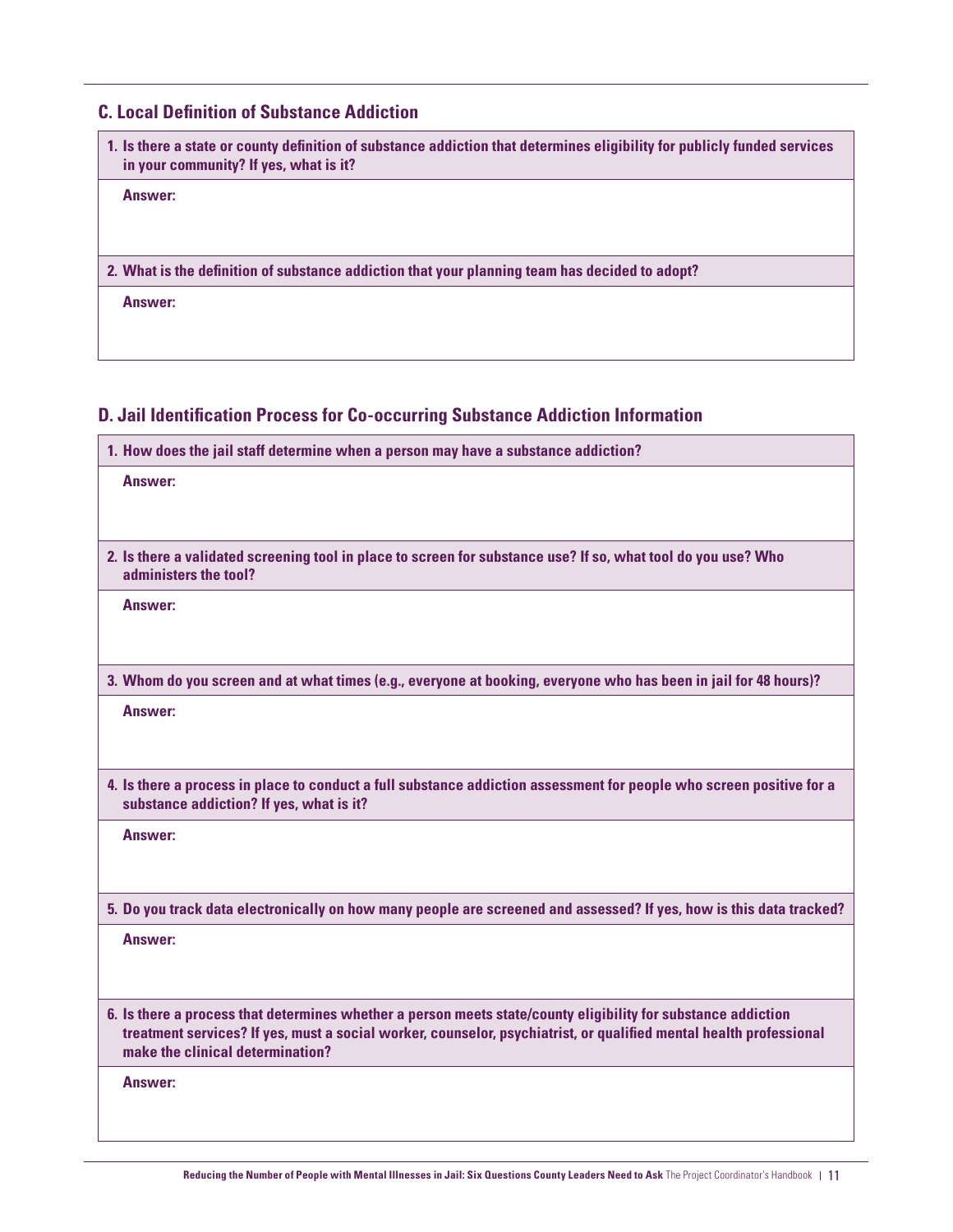## C. Local Definition of Substance Addiction

**1. Is there a state or county definition of substance addiction that determines eligibility for publicly funded services in your community? If yes, what is it?**

**Answer:**

**2. What is the definition of substance addiction that your planning team has decided to adopt?**

**Answer:**

## D. Jail Identification Process for Co-occurring Substance Addiction Information

**1. How does the jail staff determine when a person may have a substance addiction?**

**Answer:**

**2. Is there a validated screening tool in place to screen for substance use? If so, what tool do you use? Who administers the tool?**

**Answer:**

**3. Whom do you screen and at what times (e.g., everyone at booking, everyone who has been in jail for 48 hours)?**

**Answer:**

**4. Is there a process in place to conduct a full substance addiction assessment for people who screen positive for a substance addiction? If yes, what is it?**

**Answer:**

**5. Do you track data electronically on how many people are screened and assessed? If yes, how is this data tracked?**

**Answer:**

**6. Is there a process that determines whether a person meets state/county eligibility for substance addiction treatment services? If yes, must a social worker, counselor, psychiatrist, or qualified mental health professional make the clinical determination?**

**Answer:**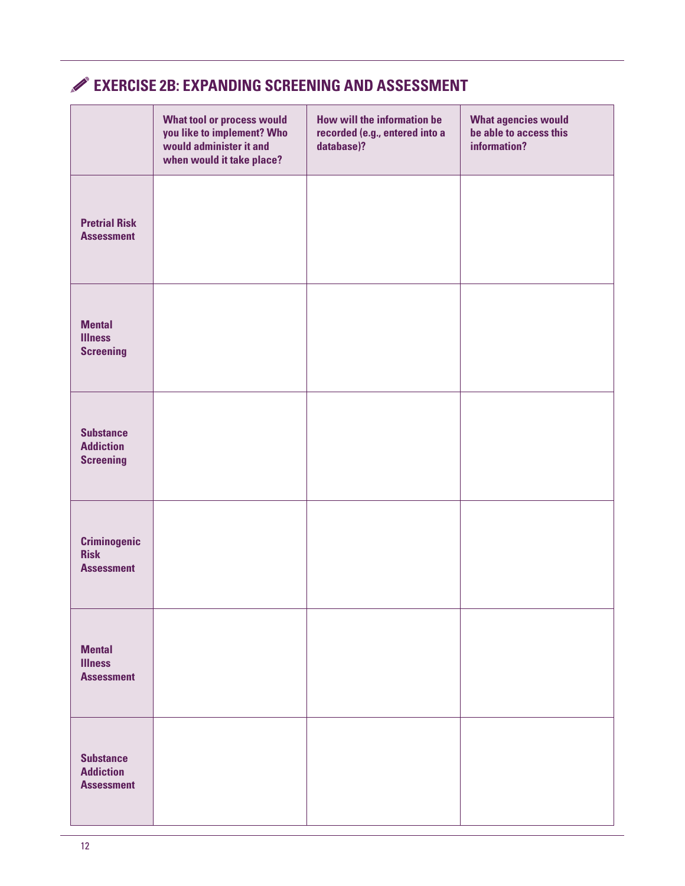## EXERCISE 2B: EXPANDING SCREENING AND ASSESSMENT

| | What tool or process would you like to implement? Who would administer it and when would it take place? | How will the information be recorded (e.g., entered into a database)? | What agencies would be able to access this information? |
|---|---|---|---|
| **Pretrial Risk Assessment** | | | |
| **Mental Illness Screening** | | | |
| **Substance Addiction Screening** | | | |
| **Criminogenic Risk Assessment** | | | |
| **Mental Illness Assessment** | | | |
| **Substance Addiction Assessment** | | | |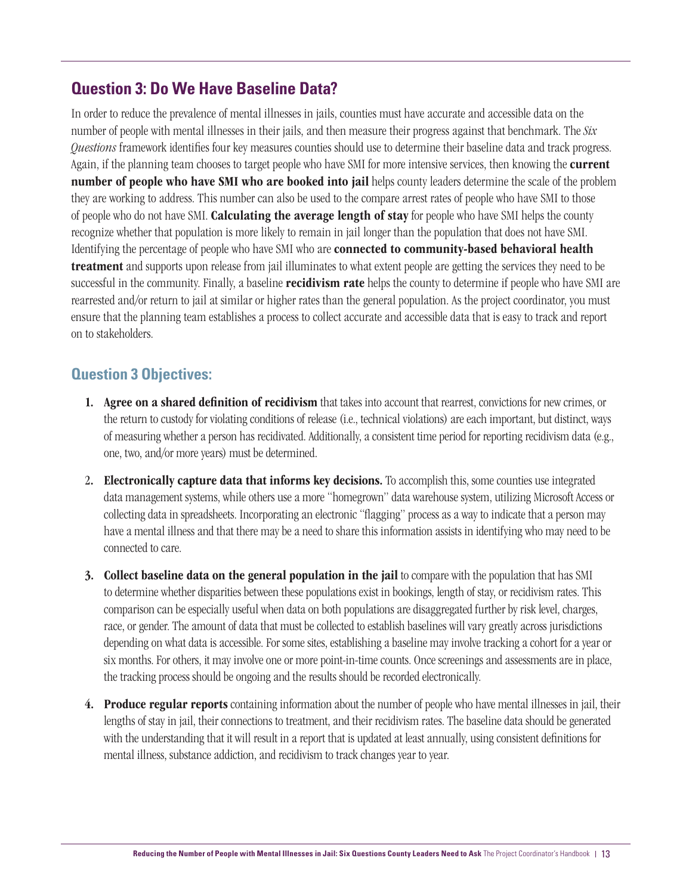## Question 3: Do We Have Baseline Data?

In order to reduce the prevalence of mental illnesses in jails, counties must have accurate and accessible data on the number of people with mental illnesses in their jails, and then measure their progress against that benchmark. The *Six Questions* framework identifies four key measures counties should use to determine their baseline data and track progress. Again, if the planning team chooses to target people who have SMI for more intensive services, then knowing the **current number of people who have SMI who are booked into jail** helps county leaders determine the scale of the problem they are working to address. This number can also be used to the compare arrest rates of people who have SMI to those of people who do not have SMI. **Calculating the average length of stay** for people who have SMI helps the county recognize whether that population is more likely to remain in jail longer than the population that does not have SMI. Identifying the percentage of people who have SMI who are **connected to community-based behavioral health treatment** and supports upon release from jail illuminates to what extent people are getting the services they need to be successful in the community. Finally, a baseline **recidivism rate** helps the county to determine if people who have SMI are rearrested and/or return to jail at similar or higher rates than the general population. As the project coordinator, you must ensure that the planning team establishes a process to collect accurate and accessible data that is easy to track and report on to stakeholders.

### Question 3 Objectives:

1. **Agree on a shared definition of recidivism** that takes into account that rearrest, convictions for new crimes, or the return to custody for violating conditions of release (i.e., technical violations) are each important, but distinct, ways of measuring whether a person has recidivated. Additionally, a consistent time period for reporting recidivism data (e.g., one, two, and/or more years) must be determined.

2. **Electronically capture data that informs key decisions.** To accomplish this, some counties use integrated data management systems, while others use a more "homegrown" data warehouse system, utilizing Microsoft Access or collecting data in spreadsheets. Incorporating an electronic "flagging" process as a way to indicate that a person may have a mental illness and that there may be a need to share this information assists in identifying who may need to be connected to care.

3. **Collect baseline data on the general population in the jail** to compare with the population that has SMI to determine whether disparities between these populations exist in bookings, length of stay, or recidivism rates. This comparison can be especially useful when data on both populations are disaggregated further by risk level, charges, race, or gender. The amount of data that must be collected to establish baselines will vary greatly across jurisdictions depending on what data is accessible. For some sites, establishing a baseline may involve tracking a cohort for a year or six months. For others, it may involve one or more point-in-time counts. Once screenings and assessments are in place, the tracking process should be ongoing and the results should be recorded electronically.

4. **Produce regular reports** containing information about the number of people who have mental illnesses in jail, their lengths of stay in jail, their connections to treatment, and their recidivism rates. The baseline data should be generated with the understanding that it will result in a report that is updated at least annually, using consistent definitions for mental illness, substance addiction, and recidivism to track changes year to year.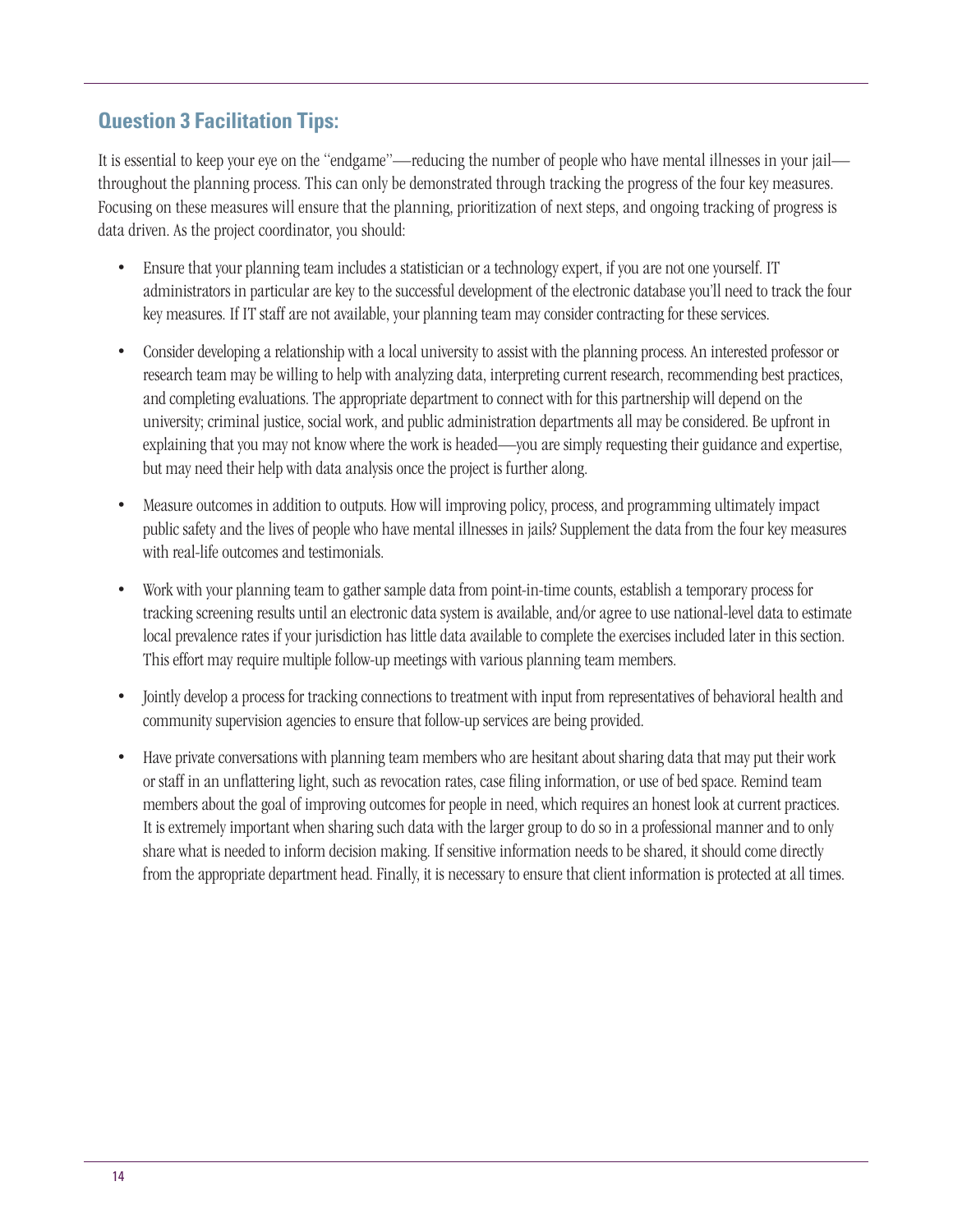## Question 3 Facilitation Tips:

It is essential to keep your eye on the "endgame"—reducing the number of people who have mental illnesses in your jail—throughout the planning process. This can only be demonstrated through tracking the progress of the four key measures. Focusing on these measures will ensure that the planning, prioritization of next steps, and ongoing tracking of progress is data driven. As the project coordinator, you should:

- Ensure that your planning team includes a statistician or a technology expert, if you are not one yourself. IT administrators in particular are key to the successful development of the electronic database you'll need to track the four key measures. If IT staff are not available, your planning team may consider contracting for these services.
- Consider developing a relationship with a local university to assist with the planning process. An interested professor or research team may be willing to help with analyzing data, interpreting current research, recommending best practices, and completing evaluations. The appropriate department to connect with for this partnership will depend on the university; criminal justice, social work, and public administration departments all may be considered. Be upfront in explaining that you may not know where the work is headed—you are simply requesting their guidance and expertise, but may need their help with data analysis once the project is further along.
- Measure outcomes in addition to outputs. How will improving policy, process, and programming ultimately impact public safety and the lives of people who have mental illnesses in jails? Supplement the data from the four key measures with real-life outcomes and testimonials.
- Work with your planning team to gather sample data from point-in-time counts, establish a temporary process for tracking screening results until an electronic data system is available, and/or agree to use national-level data to estimate local prevalence rates if your jurisdiction has little data available to complete the exercises included later in this section. This effort may require multiple follow-up meetings with various planning team members.
- Jointly develop a process for tracking connections to treatment with input from representatives of behavioral health and community supervision agencies to ensure that follow-up services are being provided.
- Have private conversations with planning team members who are hesitant about sharing data that may put their work or staff in an unflattering light, such as revocation rates, case filing information, or use of bed space. Remind team members about the goal of improving outcomes for people in need, which requires an honest look at current practices. It is extremely important when sharing such data with the larger group to do so in a professional manner and to only share what is needed to inform decision making. If sensitive information needs to be shared, it should come directly from the appropriate department head. Finally, it is necessary to ensure that client information is protected at all times.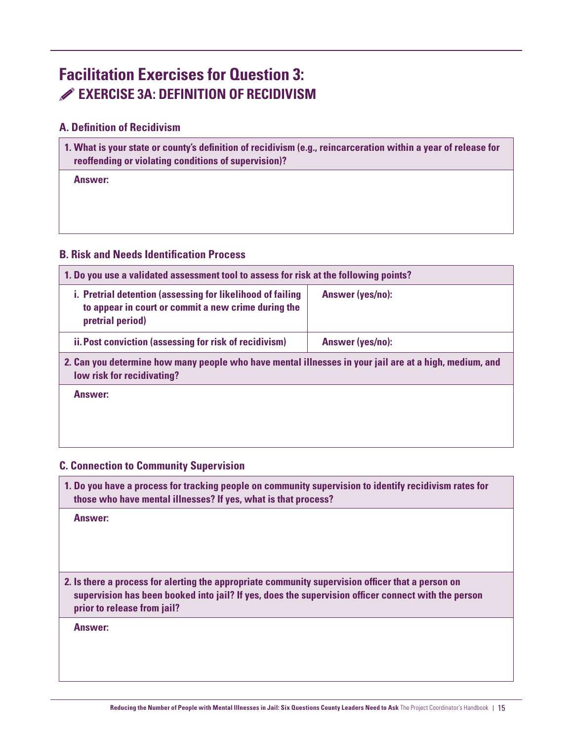# Facilitation Exercises for Question 3:

## EXERCISE 3A: DEFINITION OF RECIDIVISM

### A. Definition of Recidivism

| **1. What is your state or county's definition of recidivism (e.g., reincarceration within a year of release for reoffending or violating conditions of supervision)?** |
| --- |
| **Answer:** |

### B. Risk and Needs Identification Process

| **1. Do you use a validated assessment tool to assess for risk at the following points?** | |
| --- | --- |
| **i. Pretrial detention (assessing for likelihood of failing to appear in court or commit a new crime during the pretrial period)** | **Answer (yes/no):** |
| **ii. Post conviction (assessing for risk of recidivism)** | **Answer (yes/no):** |

| **2. Can you determine how many people who have mental illnesses in your jail are at a high, medium, and low risk for recidivating?** |
| --- |
| **Answer:** |

### C. Connection to Community Supervision

| **1. Do you have a process for tracking people on community supervision to identify recidivism rates for those who have mental illnesses? If yes, what is that process?** |
| --- |
| **Answer:** |

| **2. Is there a process for alerting the appropriate community supervision officer that a person on supervision has been booked into jail? If yes, does the supervision officer connect with the person prior to release from jail?** |
| --- |
| **Answer:** |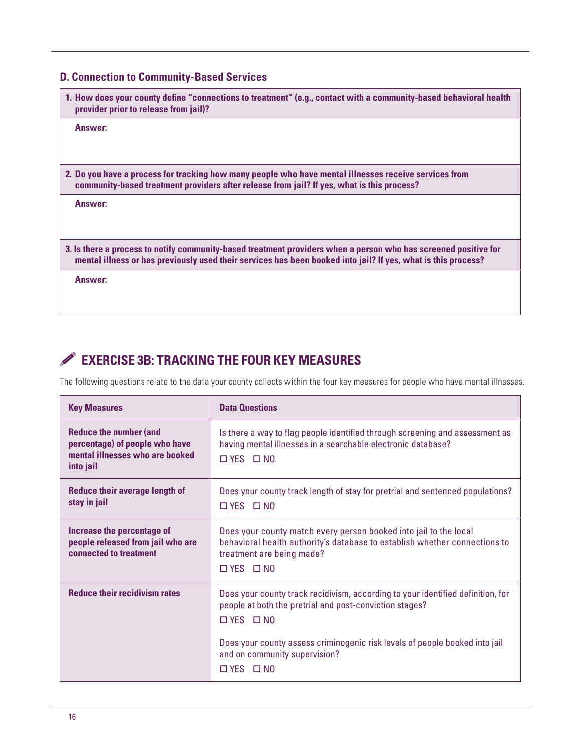### D. Connection to Community-Based Services

| 1. How does your county define "connections to treatment" (e.g., contact with a community-based behavioral health provider prior to release from jail)? |
|---|
| **Answer:** |
| **2. Do you have a process for tracking how many people who have mental illnesses receive services from community-based treatment providers after release from jail? If yes, what is this process?** |
| **Answer:** |
| **3. Is there a process to notify community-based treatment providers when a person who has screened positive for mental illness or has previously used their services has been booked into jail? If yes, what is this process?** |
| **Answer:** |

## EXERCISE 3B: TRACKING THE FOUR KEY MEASURES

The following questions relate to the data your county collects within the four key measures for people who have mental illnesses.

| Key Measures | Data Questions |
|---|---|
| **Reduce the number (and percentage) of people who have mental illnesses who are booked into jail** | Is there a way to flag people identified through screening and assessment as having mental illnesses in a searchable electronic database?<br>☐ YES ☐ NO |
| **Reduce their average length of stay in jail** | Does your county track length of stay for pretrial and sentenced populations?<br>☐ YES ☐ NO |
| **Increase the percentage of people released from jail who are connected to treatment** | Does your county match every person booked into jail to the local behavioral health authority's database to establish whether connections to treatment are being made?<br>☐ YES ☐ NO |
| **Reduce their recidivism rates** | Does your county track recidivism, according to your identified definition, for people at both the pretrial and post-conviction stages?<br>☐ YES ☐ NO<br><br>Does your county assess criminogenic risk levels of people booked into jail and on community supervision?<br>☐ YES ☐ NO |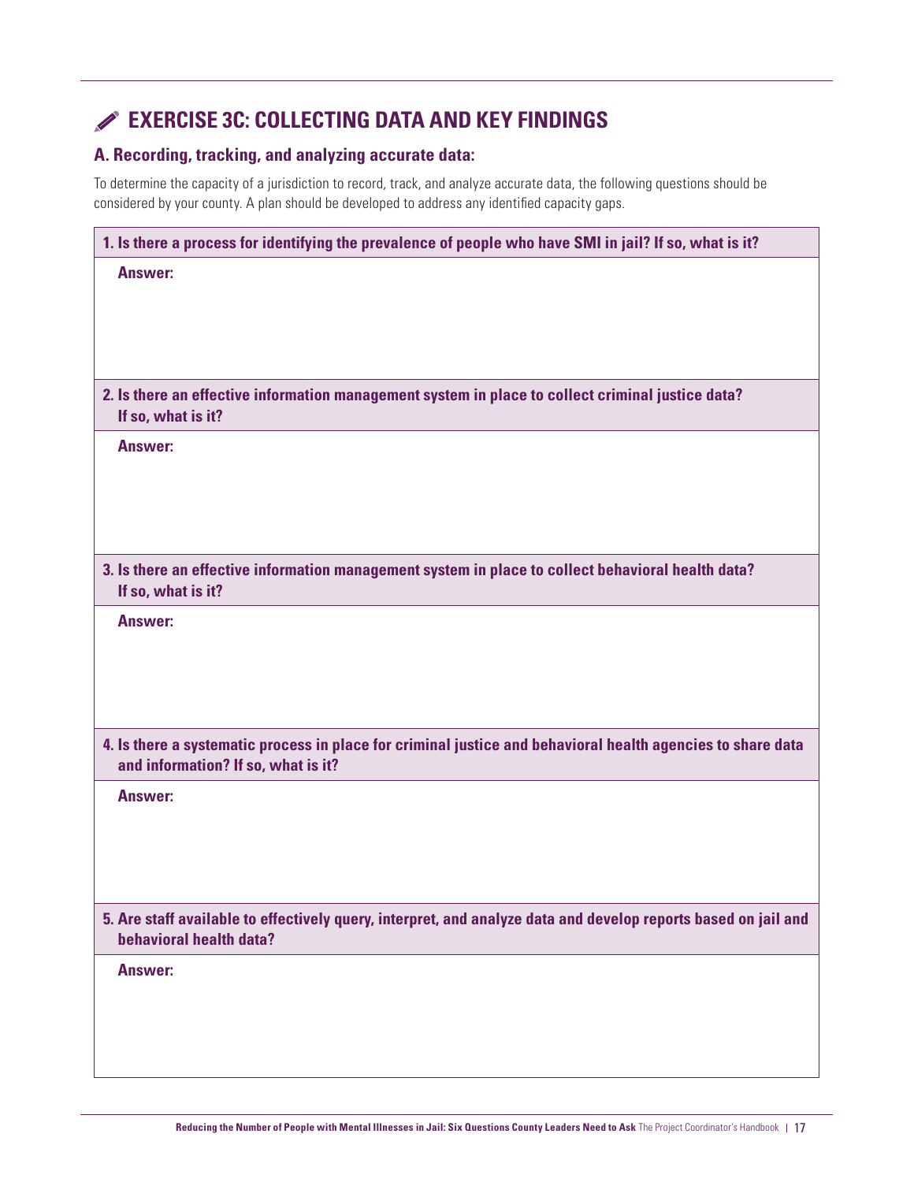## EXERCISE 3C: COLLECTING DATA AND KEY FINDINGS

### A. Recording, tracking, and analyzing accurate data:

To determine the capacity of a jurisdiction to record, track, and analyze accurate data, the following questions should be considered by your county. A plan should be developed to address any identified capacity gaps.

**1. Is there a process for identifying the prevalence of people who have SMI in jail? If so, what is it?**

**Answer:**

**2. Is there an effective information management system in place to collect criminal justice data? If so, what is it?**

**Answer:**

**3. Is there an effective information management system in place to collect behavioral health data? If so, what is it?**

**Answer:**

**4. Is there a systematic process in place for criminal justice and behavioral health agencies to share data and information? If so, what is it?**

**Answer:**

**5. Are staff available to effectively query, interpret, and analyze data and develop reports based on jail and behavioral health data?**

**Answer:**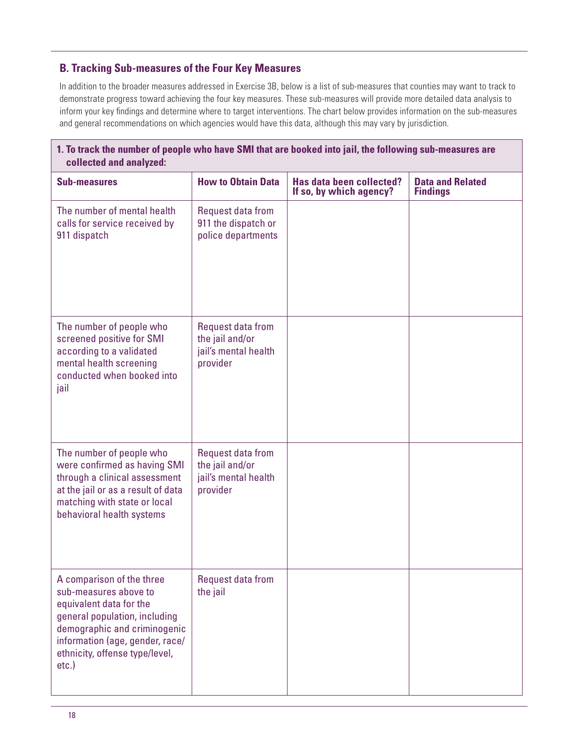## B. Tracking Sub-measures of the Four Key Measures

In addition to the broader measures addressed in Exercise 3B, below is a list of sub-measures that counties may want to track to demonstrate progress toward achieving the four key measures. These sub-measures will provide more detailed data analysis to inform your key findings and determine where to target interventions. The chart below provides information on the sub-measures and general recommendations on which agencies would have this data, although this may vary by jurisdiction.

**1. To track the number of people who have SMI that are booked into jail, the following sub-measures are collected and analyzed:**

| Sub-measures | How to Obtain Data | Has data been collected? If so, by which agency? | Data and Related Findings |
|---|---|---|---|
| The number of mental health calls for service received by 911 dispatch | Request data from 911 the dispatch or police departments | | |
| The number of people who screened positive for SMI according to a validated mental health screening conducted when booked into jail | Request data from the jail and/or jail's mental health provider | | |
| The number of people who were confirmed as having SMI through a clinical assessment at the jail or as a result of data matching with state or local behavioral health systems | Request data from the jail and/or jail's mental health provider | | |
| A comparison of the three sub-measures above to equivalent data for the general population, including demographic and criminogenic information (age, gender, race/ethnicity, offense type/level, etc.) | Request data from the jail | | |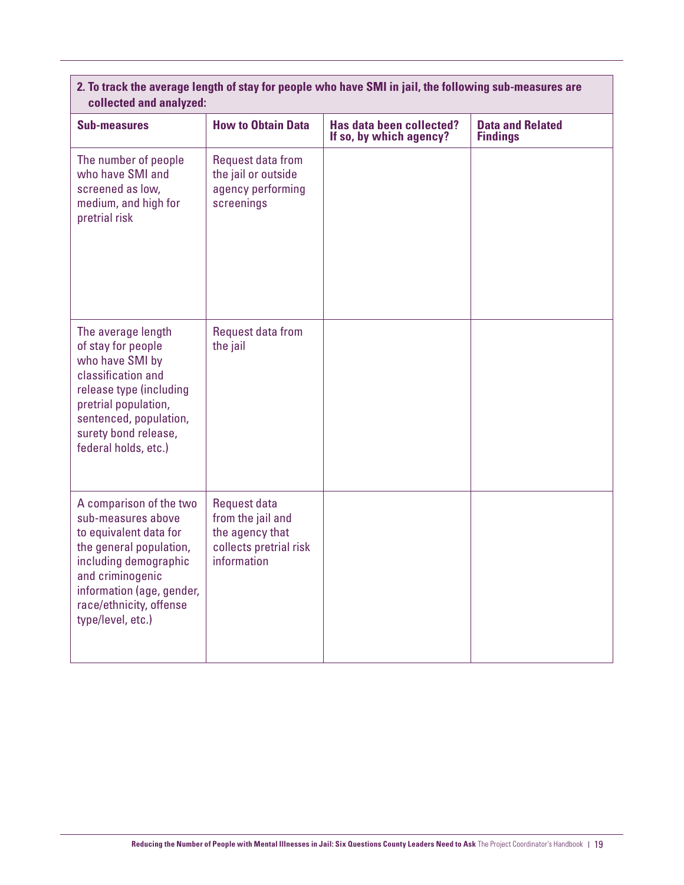| 2. To track the average length of stay for people who have SMI in jail, the following sub-measures are collected and analyzed: | | | |
|---|---|---|---|
| **Sub-measures** | **How to Obtain Data** | **Has data been collected? If so, by which agency?** | **Data and Related Findings** |
| The number of people who have SMI and screened as low, medium, and high for pretrial risk | Request data from the jail or outside agency performing screenings | | |
| The average length of stay for people who have SMI by classification and release type (including pretrial population, sentenced, population, surety bond release, federal holds, etc.) | Request data from the jail | | |
| A comparison of the two sub-measures above to equivalent data for the general population, including demographic and criminogenic information (age, gender, race/ethnicity, offense type/level, etc.) | Request data from the jail and the agency that collects pretrial risk information | | |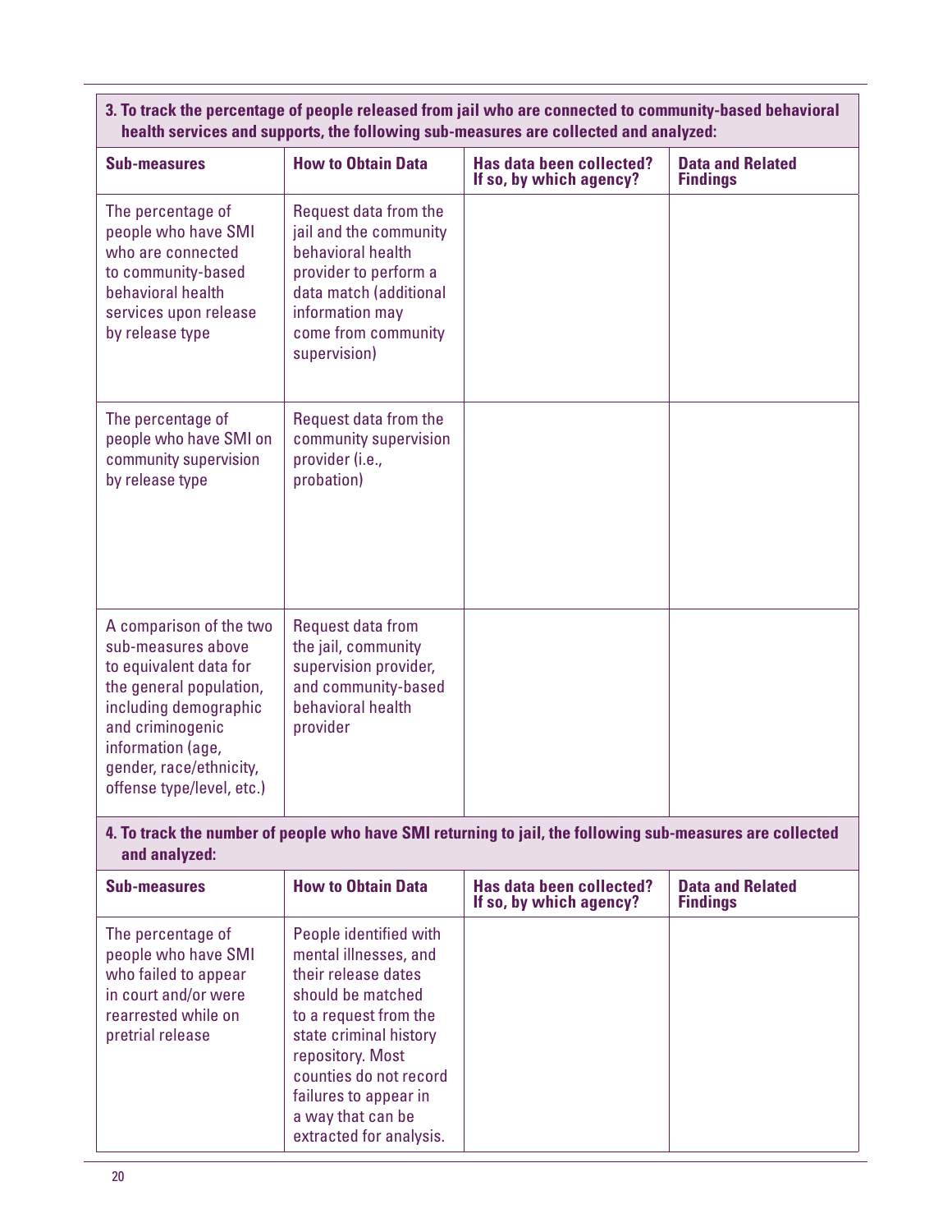**3. To track the percentage of people released from jail who are connected to community-based behavioral health services and supports, the following sub-measures are collected and analyzed:**

| Sub-measures | How to Obtain Data | Has data been collected? If so, by which agency? | Data and Related Findings |
|---|---|---|---|
| The percentage of people who have SMI who are connected to community-based behavioral health services upon release by release type | Request data from the jail and the community behavioral health provider to perform a data match (additional information may come from community supervision) | | |
| The percentage of people who have SMI on community supervision by release type | Request data from the community supervision provider (i.e., probation) | | |
| A comparison of the two sub-measures above to equivalent data for the general population, including demographic and criminogenic information (age, gender, race/ethnicity, offense type/level, etc.) | Request data from the jail, community supervision provider, and community-based behavioral health provider | | |

**4. To track the number of people who have SMI returning to jail, the following sub-measures are collected and analyzed:**

| Sub-measures | How to Obtain Data | Has data been collected? If so, by which agency? | Data and Related Findings |
|---|---|---|---|
| The percentage of people who have SMI who failed to appear in court and/or were rearrested while on pretrial release | People identified with mental illnesses, and their release dates should be matched to a request from the state criminal history repository. Most counties do not record failures to appear in a way that can be extracted for analysis. | | |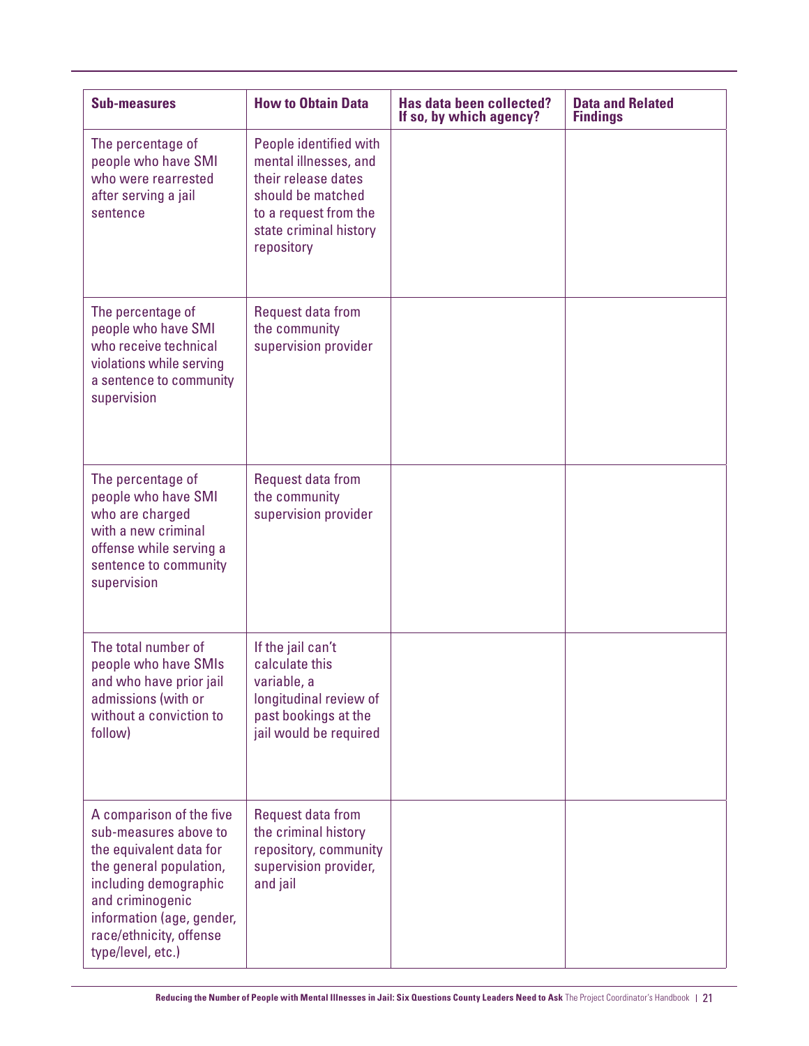| Sub-measures | How to Obtain Data | Has data been collected? If so, by which agency? | Data and Related Findings |
|---|---|---|---|
| The percentage of people who have SMI who were rearrested after serving a jail sentence | People identified with mental illnesses, and their release dates should be matched to a request from the state criminal history repository | | |
| The percentage of people who have SMI who receive technical violations while serving a sentence to community supervision | Request data from the community supervision provider | | |
| The percentage of people who have SMI who are charged with a new criminal offense while serving a sentence to community supervision | Request data from the community supervision provider | | |
| The total number of people who have SMIs and who have prior jail admissions (with or without a conviction to follow) | If the jail can't calculate this variable, a longitudinal review of past bookings at the jail would be required | | |
| A comparison of the five sub-measures above to the equivalent data for the general population, including demographic and criminogenic information (age, gender, race/ethnicity, offense type/level, etc.) | Request data from the criminal history repository, community supervision provider, and jail | | |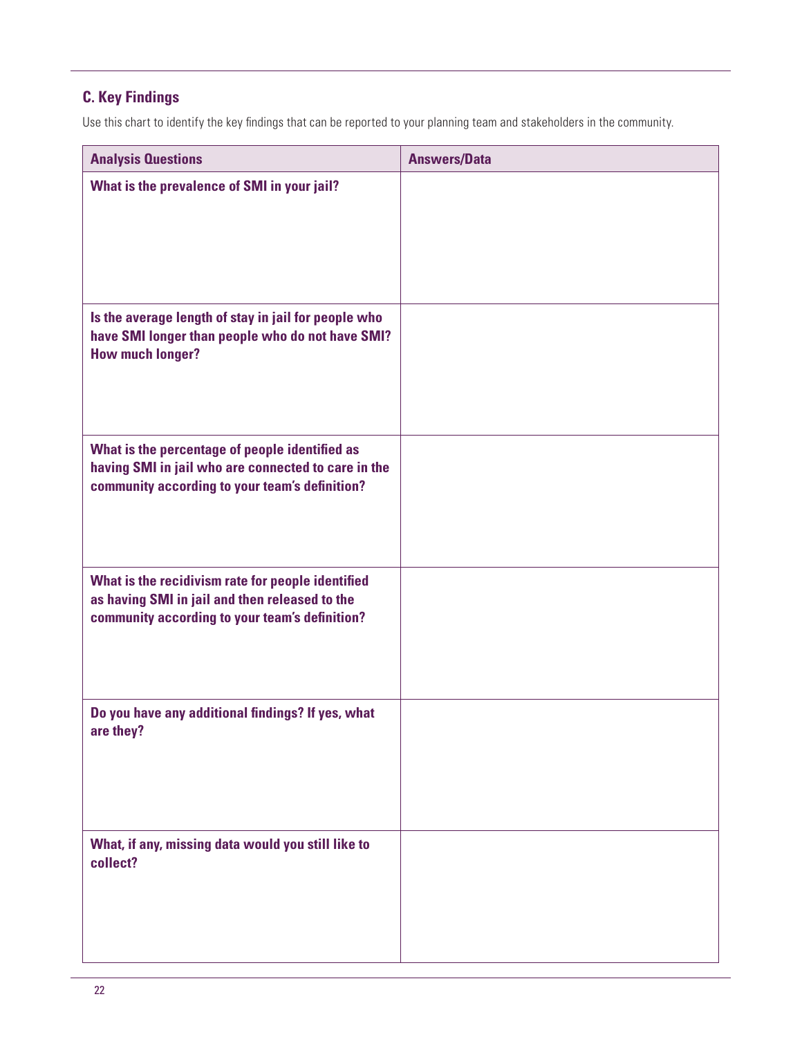### C. Key Findings

Use this chart to identify the key findings that can be reported to your planning team and stakeholders in the community.

| Analysis Questions | Answers/Data |
| --- | --- |
| **What is the prevalence of SMI in your jail?** | |
| **Is the average length of stay in jail for people who have SMI longer than people who do not have SMI? How much longer?** | |
| **What is the percentage of people identified as having SMI in jail who are connected to care in the community according to your team's definition?** | |
| **What is the recidivism rate for people identified as having SMI in jail and then released to the community according to your team's definition?** | |
| **Do you have any additional findings? If yes, what are they?** | |
| **What, if any, missing data would you still like to collect?** | |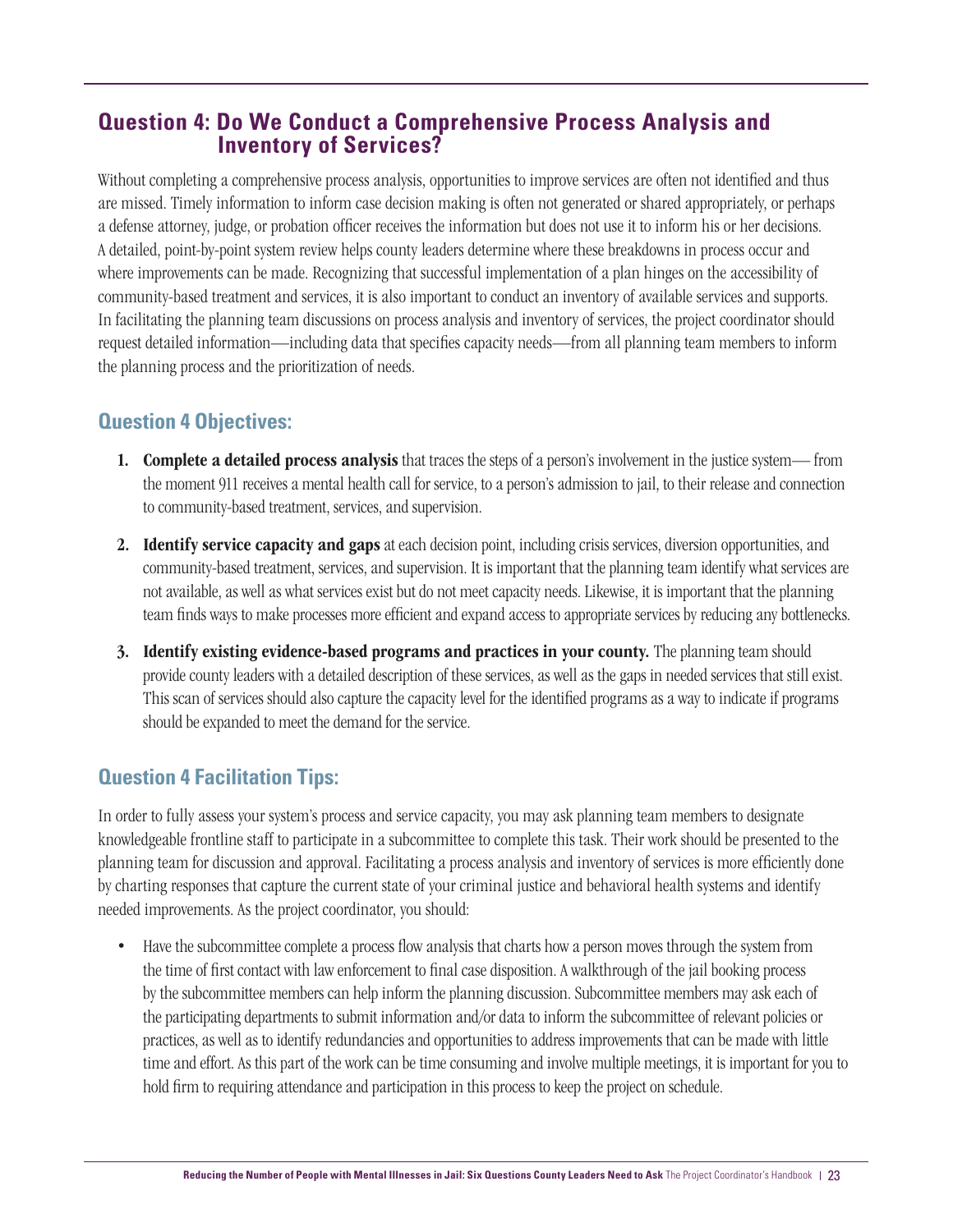## Question 4: Do We Conduct a Comprehensive Process Analysis and Inventory of Services?

Without completing a comprehensive process analysis, opportunities to improve services are often not identified and thus are missed. Timely information to inform case decision making is often not generated or shared appropriately, or perhaps a defense attorney, judge, or probation officer receives the information but does not use it to inform his or her decisions. A detailed, point-by-point system review helps county leaders determine where these breakdowns in process occur and where improvements can be made. Recognizing that successful implementation of a plan hinges on the accessibility of community-based treatment and services, it is also important to conduct an inventory of available services and supports. In facilitating the planning team discussions on process analysis and inventory of services, the project coordinator should request detailed information—including data that specifies capacity needs—from all planning team members to inform the planning process and the prioritization of needs.

### Question 4 Objectives:

1. **Complete a detailed process analysis** that traces the steps of a person's involvement in the justice system— from the moment 911 receives a mental health call for service, to a person's admission to jail, to their release and connection to community-based treatment, services, and supervision.
2. **Identify service capacity and gaps** at each decision point, including crisis services, diversion opportunities, and community-based treatment, services, and supervision. It is important that the planning team identify what services are not available, as well as what services exist but do not meet capacity needs. Likewise, it is important that the planning team finds ways to make processes more efficient and expand access to appropriate services by reducing any bottlenecks.
3. **Identify existing evidence-based programs and practices in your county.** The planning team should provide county leaders with a detailed description of these services, as well as the gaps in needed services that still exist. This scan of services should also capture the capacity level for the identified programs as a way to indicate if programs should be expanded to meet the demand for the service.

### Question 4 Facilitation Tips:

In order to fully assess your system's process and service capacity, you may ask planning team members to designate knowledgeable frontline staff to participate in a subcommittee to complete this task. Their work should be presented to the planning team for discussion and approval. Facilitating a process analysis and inventory of services is more efficiently done by charting responses that capture the current state of your criminal justice and behavioral health systems and identify needed improvements. As the project coordinator, you should:

- Have the subcommittee complete a process flow analysis that charts how a person moves through the system from the time of first contact with law enforcement to final case disposition. A walkthrough of the jail booking process by the subcommittee members can help inform the planning discussion. Subcommittee members may ask each of the participating departments to submit information and/or data to inform the subcommittee of relevant policies or practices, as well as to identify redundancies and opportunities to address improvements that can be made with little time and effort. As this part of the work can be time consuming and involve multiple meetings, it is important for you to hold firm to requiring attendance and participation in this process to keep the project on schedule.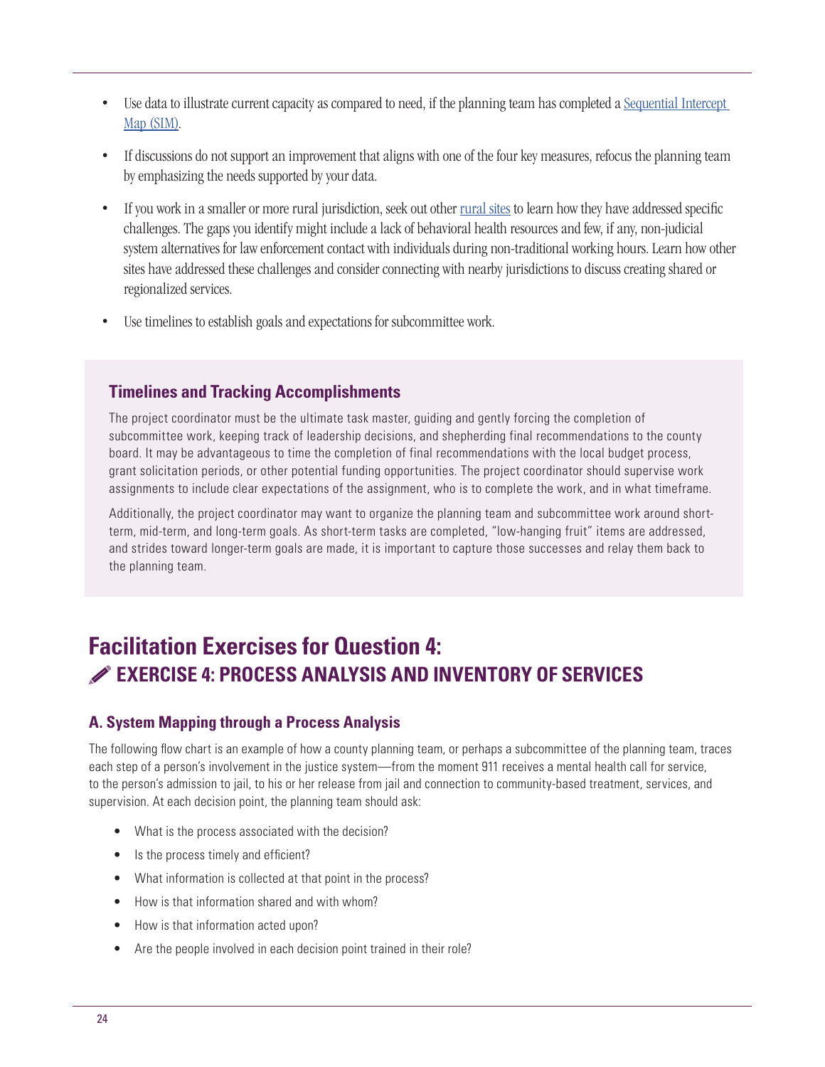- Use data to illustrate current capacity as compared to need, if the planning team has completed a [Sequential Intercept Map (SIM)](#).
- If discussions do not support an improvement that aligns with one of the four key measures, refocus the planning team by emphasizing the needs supported by your data.
- If you work in a smaller or more rural jurisdiction, seek out other [rural sites](#) to learn how they have addressed specific challenges. The gaps you identify might include a lack of behavioral health resources and few, if any, non-judicial system alternatives for law enforcement contact with individuals during non-traditional working hours. Learn how other sites have addressed these challenges and consider connecting with nearby jurisdictions to discuss creating shared or regionalized services.
- Use timelines to establish goals and expectations for subcommittee work.

### Timelines and Tracking Accomplishments

The project coordinator must be the ultimate task master, guiding and gently forcing the completion of subcommittee work, keeping track of leadership decisions, and shepherding final recommendations to the county board. It may be advantageous to time the completion of final recommendations with the local budget process, grant solicitation periods, or other potential funding opportunities. The project coordinator should supervise work assignments to include clear expectations of the assignment, who is to complete the work, and in what timeframe.

Additionally, the project coordinator may want to organize the planning team and subcommittee work around short-term, mid-term, and long-term goals. As short-term tasks are completed, "low-hanging fruit" items are addressed, and strides toward longer-term goals are made, it is important to capture those successes and relay them back to the planning team.

## Facilitation Exercises for Question 4:
## EXERCISE 4: PROCESS ANALYSIS AND INVENTORY OF SERVICES

### A. System Mapping through a Process Analysis

The following flow chart is an example of how a county planning team, or perhaps a subcommittee of the planning team, traces each step of a person's involvement in the justice system—from the moment 911 receives a mental health call for service, to the person's admission to jail, to his or her release from jail and connection to community-based treatment, services, and supervision. At each decision point, the planning team should ask:

- What is the process associated with the decision?
- Is the process timely and efficient?
- What information is collected at that point in the process?
- How is that information shared and with whom?
- How is that information acted upon?
- Are the people involved in each decision point trained in their role?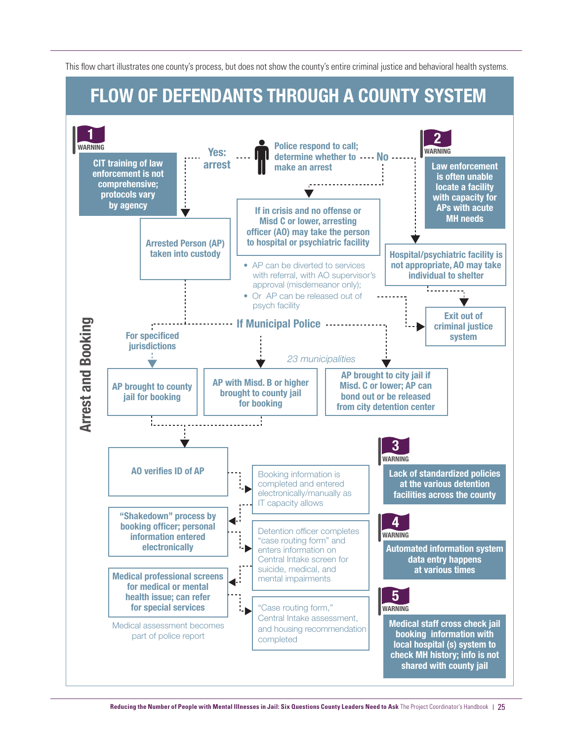This flow chart illustrates one county's process, but does not show the county's entire criminal justice and behavioral health systems.

# FLOW OF DEFENDANTS THROUGH A COUNTY SYSTEM

## Arrest and Booking

**Police respond to call; determine whether to make an arrest**

**Yes: arrest** → **Arrested Person (AP) taken into custody**

**No** → **If in crisis and no offense or Misd C or lower, arresting officer (AO) may take the person to hospital or psychiatric facility**

- AP can be diverted to services with referral, with AO supervisor's approval (misdemeanor only);
- Or AP can be released out of psych facility

→ **Exit out of criminal justice system**

**No** → **Hospital/psychiatric facility is not appropriate, AO may take individual to shelter** → **Exit out of criminal justice system**

**1 WARNING** — **CIT training of law enforcement is not comprehensive; protocols vary by agency**

**2 WARNING** — **Law enforcement is often unable locate a facility with capacity for APs with acute MH needs**

**If Municipal Police** (*23 municipalities*)

- **For specificed jurisdictions** → **AP brought to county jail for booking**
- **AP with Misd. B or higher brought to county jail for booking**
- **AP brought to city jail if Misd. C or lower; AP can bond out or be released from city detention center**

→ **AO verifies ID of AP**

→ Booking information is completed and entered electronically/manually as IT capacity allows

→ **"Shakedown" process by booking officer; personal information entered electronically**

→ Detention officer completes "case routing form" and enters information on Central Intake screen for suicide, medical, and mental impairments

→ **Medical professional screens for medical or mental health issue; can refer for special services**

Medical assessment becomes part of police report

→ "Case routing form," Central Intake assessment, and housing recommendation completed

**3 WARNING** — **Lack of standardized policies at the various detention facilities across the county**

**4 WARNING** — **Automated information system data entry happens at various times**

**5 WARNING** — **Medical staff cross check jail booking information with local hospital (s) system to check MH history; info is not shared with county jail**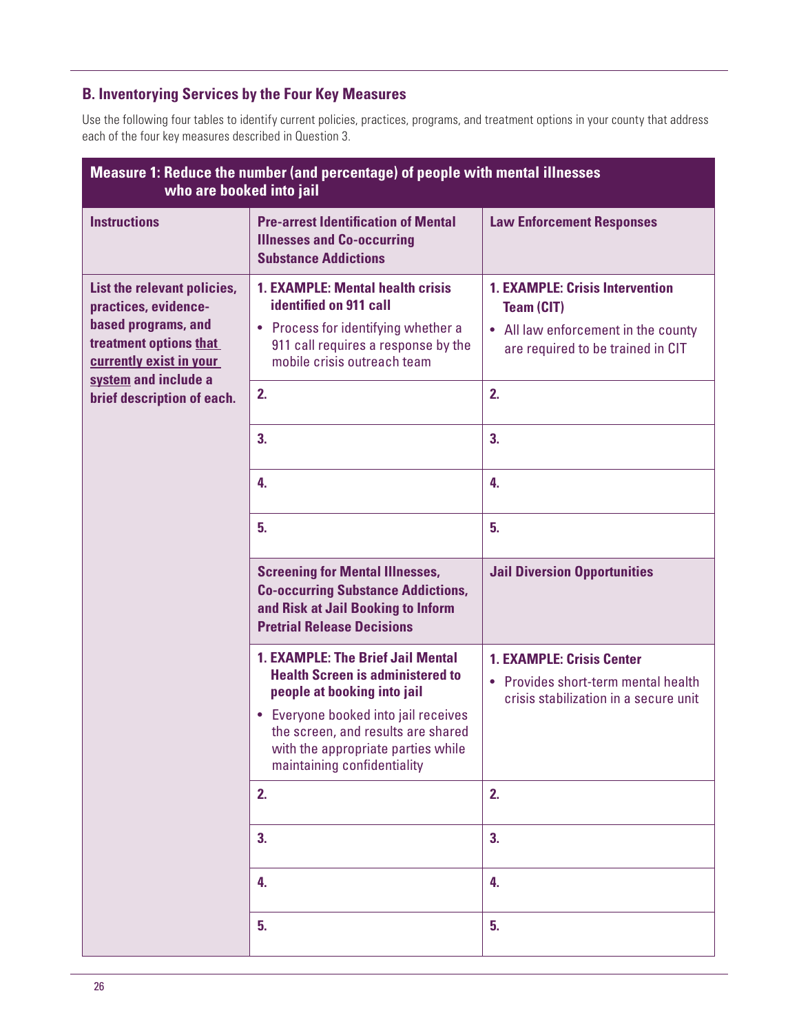### B. Inventorying Services by the Four Key Measures

Use the following four tables to identify current policies, practices, programs, and treatment options in your county that address each of the four key measures described in Question 3.

| Measure 1: Reduce the number (and percentage) of people with mental illnesses who are booked into jail | | |
|---|---|---|
| **Instructions** | **Pre-arrest Identification of Mental Illnesses and Co-occurring Substance Addictions** | **Law Enforcement Responses** |
| **List the relevant policies, practices, evidence-based programs, and treatment options <u>that currently exist in your system</u> and include a brief description of each.** | **1. EXAMPLE: Mental health crisis identified on 911 call**<br>• Process for identifying whether a 911 call requires a response by the mobile crisis outreach team | **1. EXAMPLE: Crisis Intervention Team (CIT)**<br>• All law enforcement in the county are required to be trained in CIT |
| | **2.** | **2.** |
| | **3.** | **3.** |
| | **4.** | **4.** |
| | **5.** | **5.** |
| | **Screening for Mental Illnesses, Co-occurring Substance Addictions, and Risk at Jail Booking to Inform Pretrial Release Decisions** | **Jail Diversion Opportunities** |
| | **1. EXAMPLE: The Brief Jail Mental Health Screen is administered to people at booking into jail**<br>• Everyone booked into jail receives the screen, and results are shared with the appropriate parties while maintaining confidentiality | **1. EXAMPLE: Crisis Center**<br>• Provides short-term mental health crisis stabilization in a secure unit |
| | **2.** | **2.** |
| | **3.** | **3.** |
| | **4.** | **4.** |
| | **5.** | **5.** |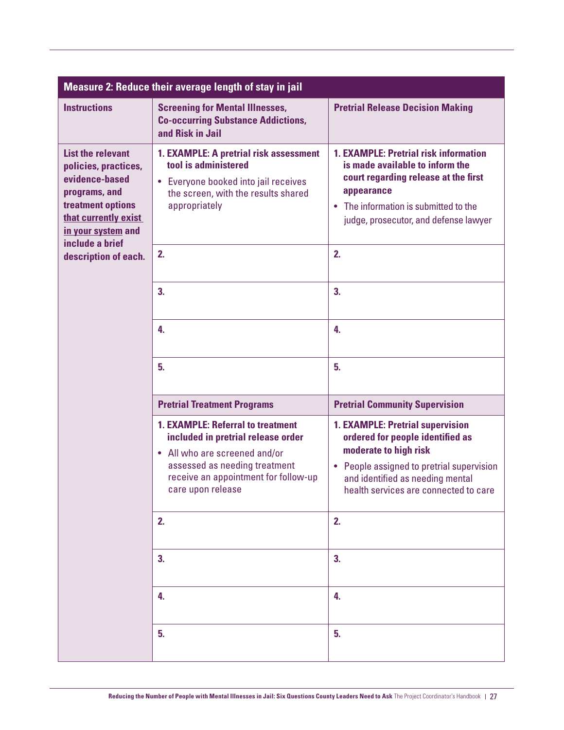## Measure 2: Reduce their average length of stay in jail

| Instructions | Screening for Mental Illnesses, Co-occurring Substance Addictions, and Risk in Jail | Pretrial Release Decision Making |
|---|---|---|
| **List the relevant policies, practices, evidence-based programs, and treatment options that currently exist in your system and include a brief description of each.** | **1. EXAMPLE: A pretrial risk assessment tool is administered**<br>• Everyone booked into jail receives the screen, with the results shared appropriately | **1. EXAMPLE: Pretrial risk information is made available to inform the court regarding release at the first appearance**<br>• The information is submitted to the judge, prosecutor, and defense lawyer |
| | **2.** | **2.** |
| | **3.** | **3.** |
| | **4.** | **4.** |
| | **5.** | **5.** |
| | **Pretrial Treatment Programs** | **Pretrial Community Supervision** |
| | **1. EXAMPLE: Referral to treatment included in pretrial release order**<br>• All who are screened and/or assessed as needing treatment receive an appointment for follow-up care upon release | **1. EXAMPLE: Pretrial supervision ordered for people identified as moderate to high risk**<br>• People assigned to pretrial supervision and identified as needing mental health services are connected to care |
| | **2.** | **2.** |
| | **3.** | **3.** |
| | **4.** | **4.** |
| | **5.** | **5.** |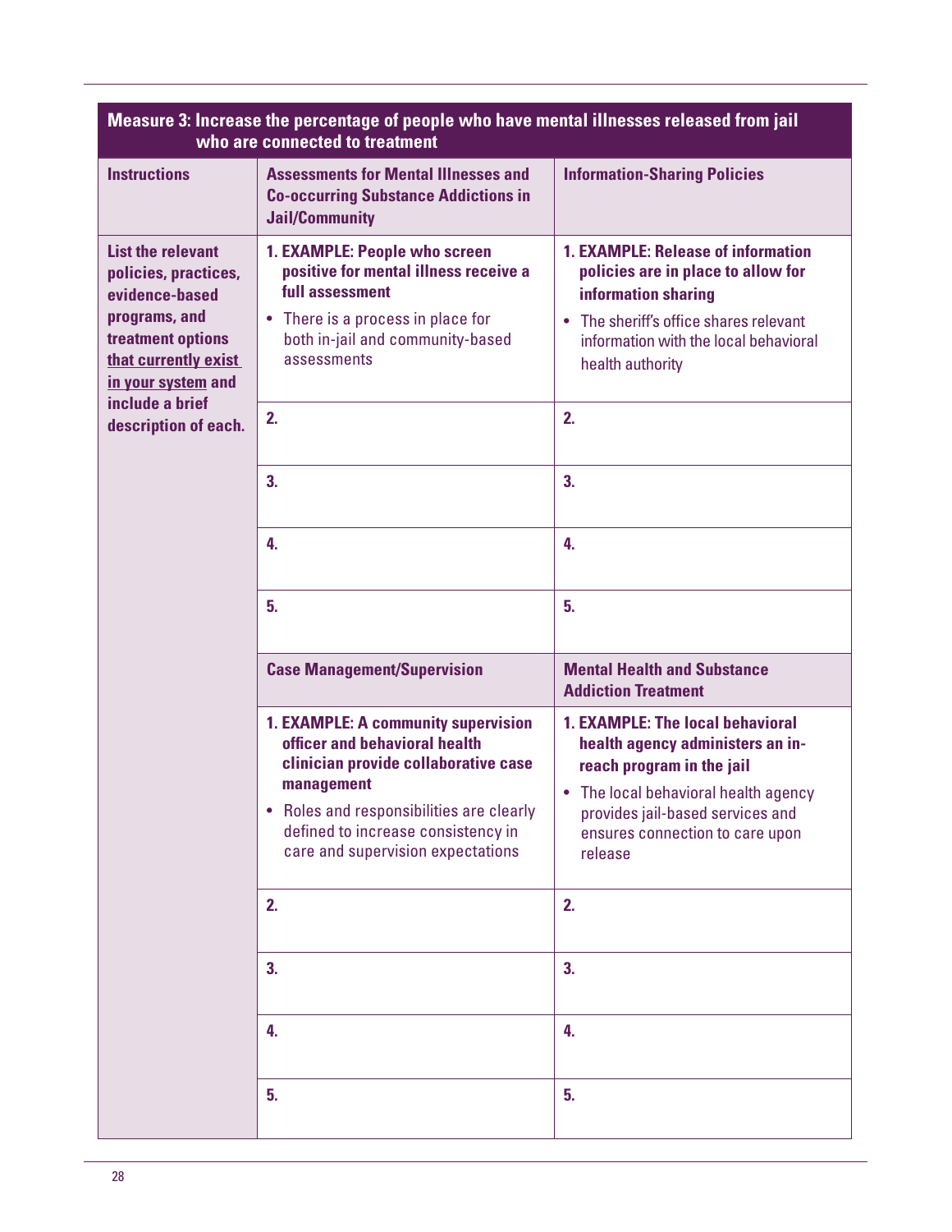| Measure 3: Increase the percentage of people who have mental illnesses released from jail who are connected to treatment | | |
|---|---|---|
| **Instructions** | **Assessments for Mental Illnesses and Co-occurring Substance Addictions in Jail/Community** | **Information-Sharing Policies** |
| **List the relevant policies, practices, evidence-based programs, and treatment options <u>that currently exist in your system</u> and include a brief description of each.** | **1. EXAMPLE: People who screen positive for mental illness receive a full assessment**<br>• There is a process in place for both in-jail and community-based assessments | **1. EXAMPLE: Release of information policies are in place to allow for information sharing**<br>• The sheriff's office shares relevant information with the local behavioral health authority |
| | **2.** | **2.** |
| | **3.** | **3.** |
| | **4.** | **4.** |
| | **5.** | **5.** |
| | **Case Management/Supervision** | **Mental Health and Substance Addiction Treatment** |
| | **1. EXAMPLE: A community supervision officer and behavioral health clinician provide collaborative case management**<br>• Roles and responsibilities are clearly defined to increase consistency in care and supervision expectations | **1. EXAMPLE: The local behavioral health agency administers an in-reach program in the jail**<br>• The local behavioral health agency provides jail-based services and ensures connection to care upon release |
| | **2.** | **2.** |
| | **3.** | **3.** |
| | **4.** | **4.** |
| | **5.** | **5.** |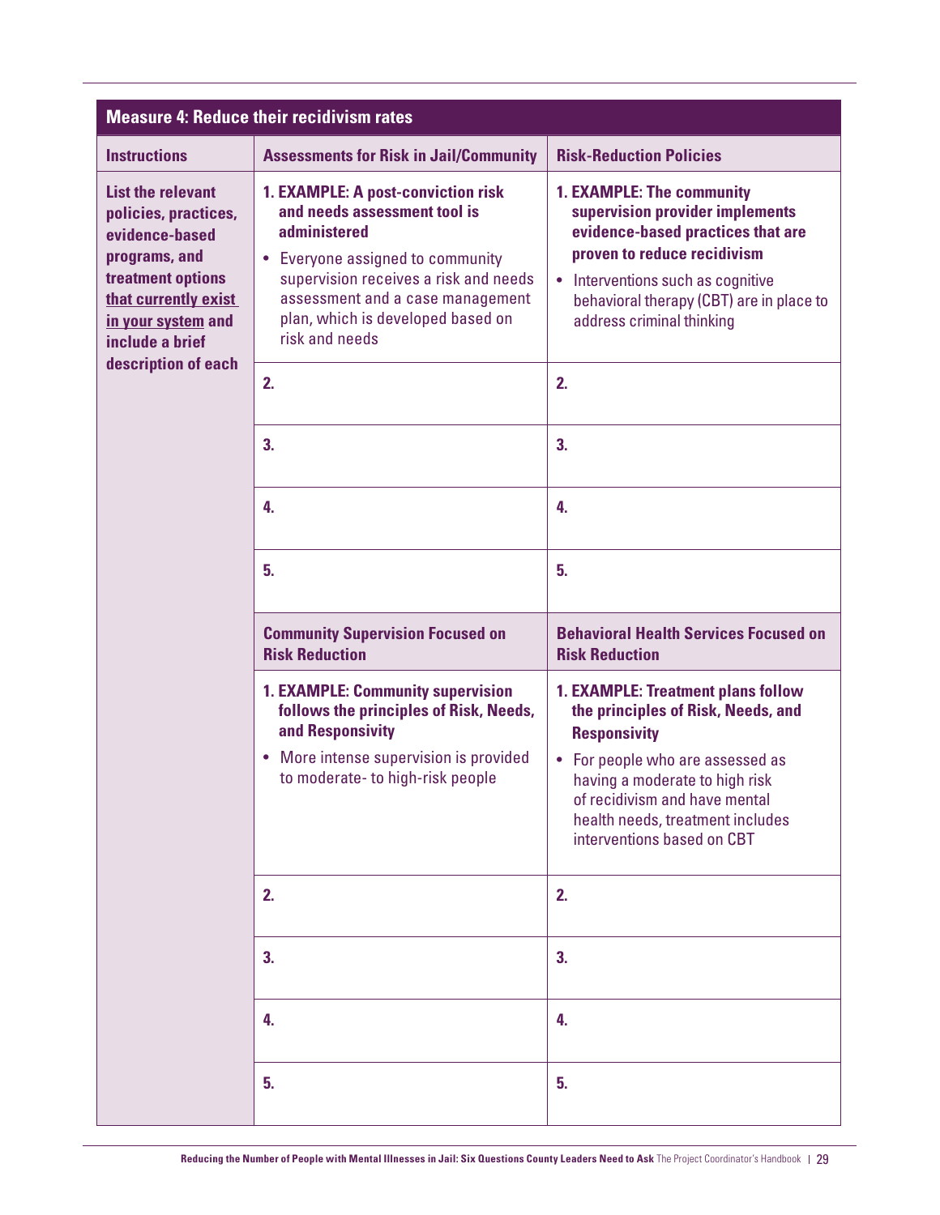| Measure 4: Reduce their recidivism rates | | |
|---|---|---|
| **Instructions** | **Assessments for Risk in Jail/Community** | **Risk-Reduction Policies** |
| **List the relevant policies, practices, evidence-based programs, and treatment options <u>that currently exist in your system</u> and include a brief description of each** | **1. EXAMPLE: A post-conviction risk and needs assessment tool is administered**<br>• Everyone assigned to community supervision receives a risk and needs assessment and a case management plan, which is developed based on risk and needs | **1. EXAMPLE: The community supervision provider implements evidence-based practices that are proven to reduce recidivism**<br>• Interventions such as cognitive behavioral therapy (CBT) are in place to address criminal thinking |
| | **2.** | **2.** |
| | **3.** | **3.** |
| | **4.** | **4.** |
| | **5.** | **5.** |
| | **Community Supervision Focused on Risk Reduction** | **Behavioral Health Services Focused on Risk Reduction** |
| | **1. EXAMPLE: Community supervision follows the principles of Risk, Needs, and Responsivity**<br>• More intense supervision is provided to moderate- to high-risk people | **1. EXAMPLE: Treatment plans follow the principles of Risk, Needs, and Responsivity**<br>• For people who are assessed as having a moderate to high risk of recidivism and have mental health needs, treatment includes interventions based on CBT |
| | **2.** | **2.** |
| | **3.** | **3.** |
| | **4.** | **4.** |
| | **5.** | **5.** |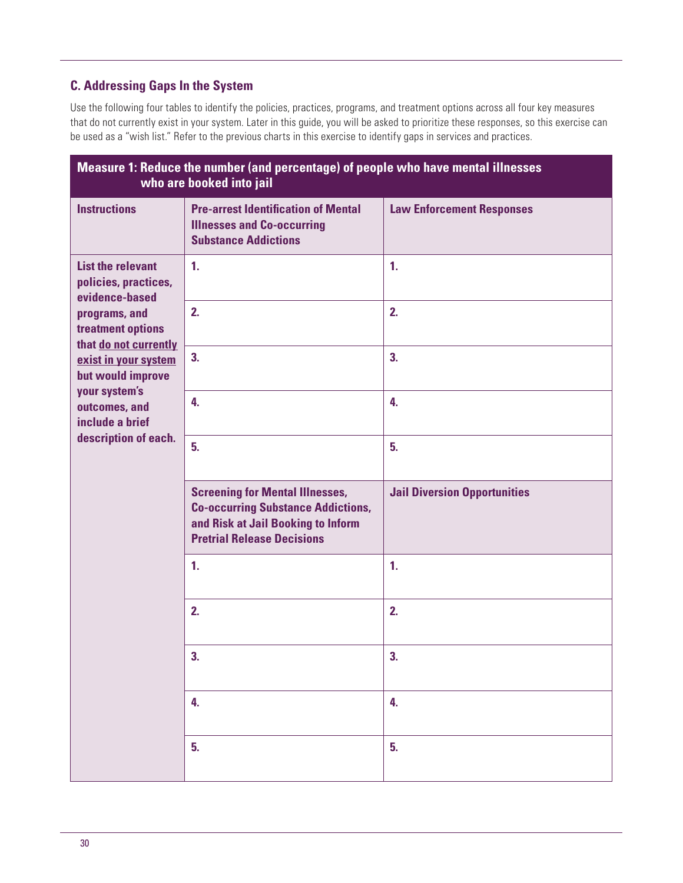## C. Addressing Gaps In the System

Use the following four tables to identify the policies, practices, programs, and treatment options across all four key measures that do not currently exist in your system. Later in this guide, you will be asked to prioritize these responses, so this exercise can be used as a "wish list." Refer to the previous charts in this exercise to identify gaps in services and practices.

| **Measure 1: Reduce the number (and percentage) of people who have mental illnesses who are booked into jail** | | |
|---|---|---|
| **Instructions** | **Pre-arrest Identification of Mental Illnesses and Co-occurring Substance Addictions** | **Law Enforcement Responses** |
| **List the relevant policies, practices, evidence-based programs, and treatment options that <u>do not currently exist in your system</u> but would improve your system's outcomes, and include a brief description of each.** | **1.** | **1.** |
| | **2.** | **2.** |
| | **3.** | **3.** |
| | **4.** | **4.** |
| | **5.** | **5.** |
| | **Screening for Mental Illnesses, Co-occurring Substance Addictions, and Risk at Jail Booking to Inform Pretrial Release Decisions** | **Jail Diversion Opportunities** |
| | **1.** | **1.** |
| | **2.** | **2.** |
| | **3.** | **3.** |
| | **4.** | **4.** |
| | **5.** | **5.** |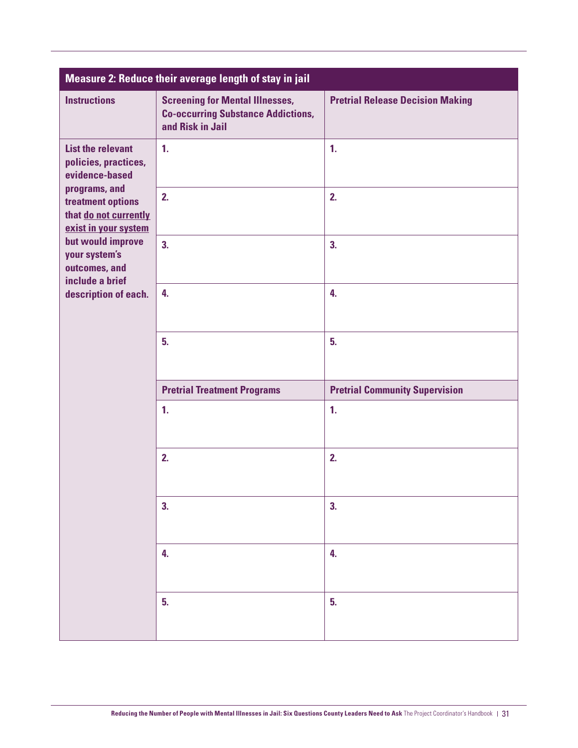| Measure 2: Reduce their average length of stay in jail | | |
|---|---|---|
| **Instructions** | **Screening for Mental Illnesses, Co-occurring Substance Addictions, and Risk in Jail** | **Pretrial Release Decision Making** |
| **List the relevant policies, practices, evidence-based programs, and treatment options that <u>do not currently exist in your system</u> but would improve your system's outcomes, and include a brief description of each.** | **1.** | **1.** |
| | **2.** | **2.** |
| | **3.** | **3.** |
| | **4.** | **4.** |
| | **5.** | **5.** |
| | **Pretrial Treatment Programs** | **Pretrial Community Supervision** |
| | **1.** | **1.** |
| | **2.** | **2.** |
| | **3.** | **3.** |
| | **4.** | **4.** |
| | **5.** | **5.** |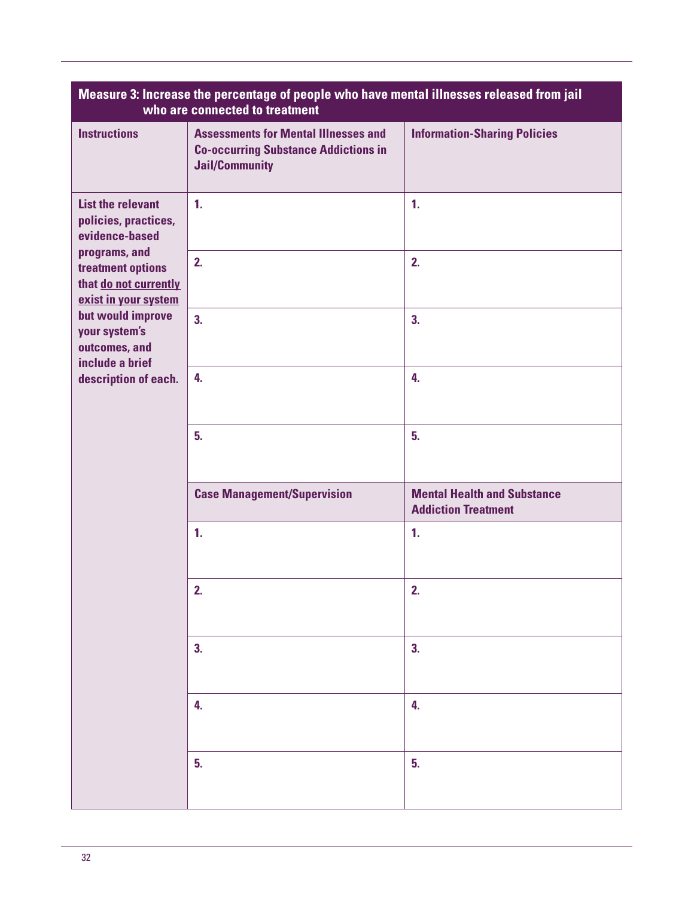| **Measure 3: Increase the percentage of people who have mental illnesses released from jail who are connected to treatment** | | |
|---|---|---|
| **Instructions** | **Assessments for Mental Illnesses and Co-occurring Substance Addictions in Jail/Community** | **Information-Sharing Policies** |
| **List the relevant policies, practices, evidence-based programs, and treatment options that <u>do not currently exist in your system</u> but would improve your system's outcomes, and include a brief description of each.** | **1.** | **1.** |
| | **2.** | **2.** |
| | **3.** | **3.** |
| | **4.** | **4.** |
| | **5.** | **5.** |
| | **Case Management/Supervision** | **Mental Health and Substance Addiction Treatment** |
| | **1.** | **1.** |
| | **2.** | **2.** |
| | **3.** | **3.** |
| | **4.** | **4.** |
| | **5.** | **5.** |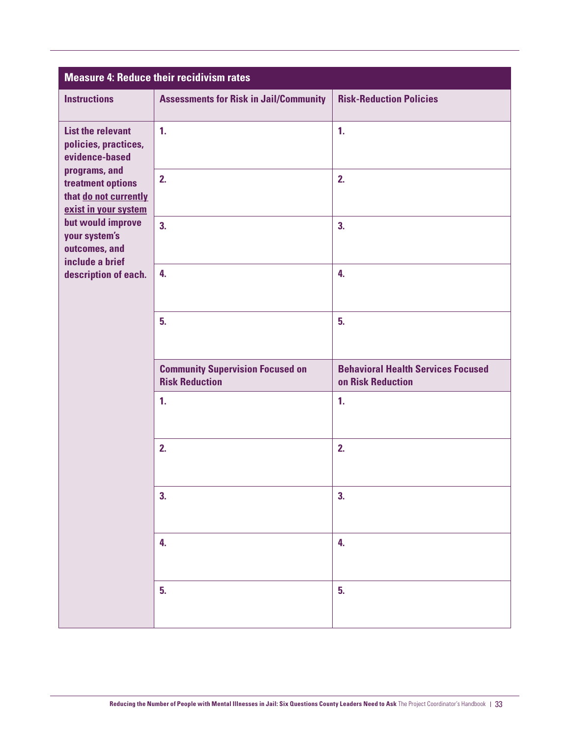## Measure 4: Reduce their recidivism rates

| Instructions | Assessments for Risk in Jail/Community | Risk-Reduction Policies |
| --- | --- | --- |
| **List the relevant policies, practices, evidence-based programs, and treatment options that <u>do not currently exist in your system</u> but would improve your system's outcomes, and include a brief description of each.** | **1.** | **1.** |
| | **2.** | **2.** |
| | **3.** | **3.** |
| | **4.** | **4.** |
| | **5.** | **5.** |
| | **Community Supervision Focused on Risk Reduction** | **Behavioral Health Services Focused on Risk Reduction** |
| | **1.** | **1.** |
| | **2.** | **2.** |
| | **3.** | **3.** |
| | **4.** | **4.** |
| | **5.** | **5.** |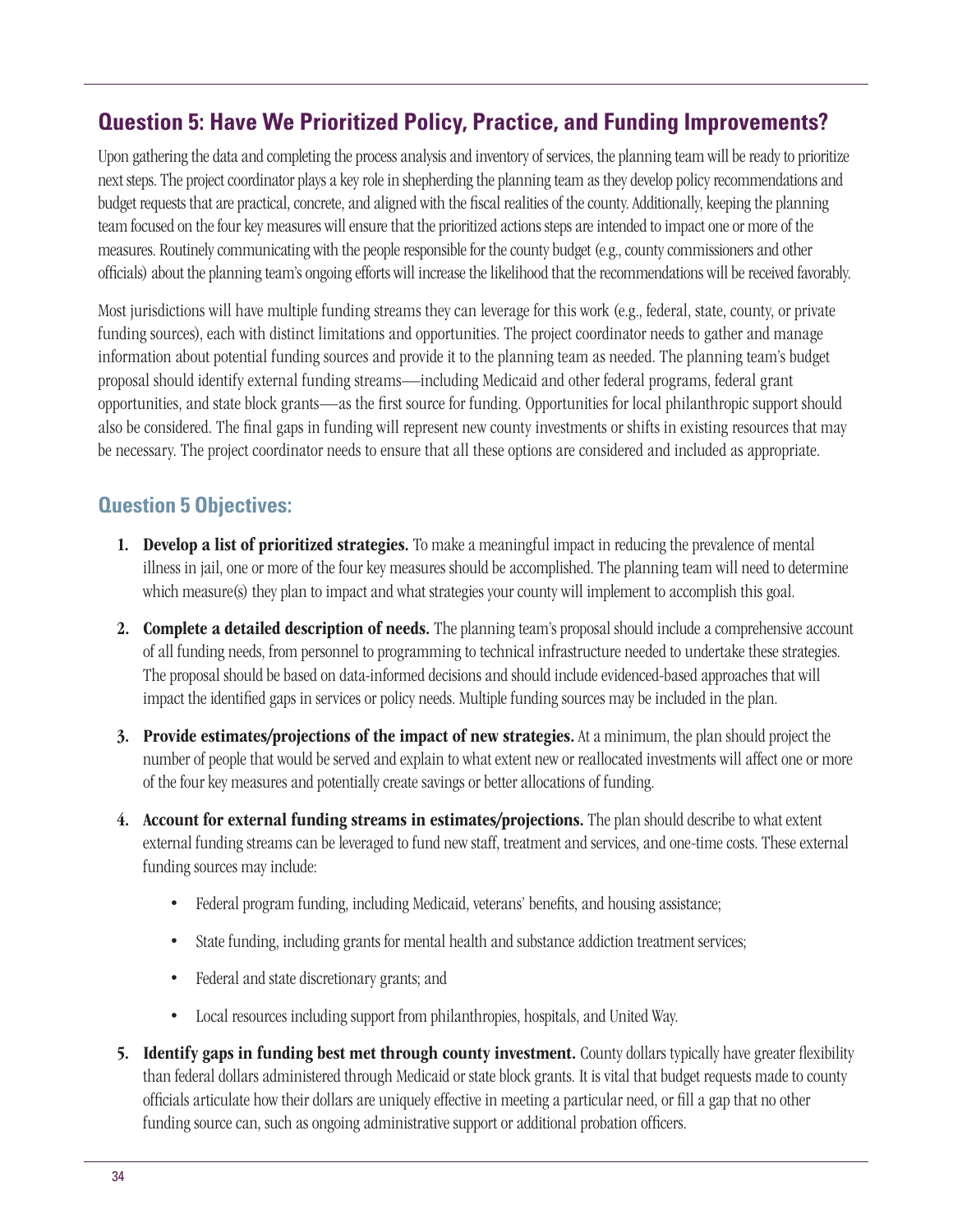## Question 5: Have We Prioritized Policy, Practice, and Funding Improvements?

Upon gathering the data and completing the process analysis and inventory of services, the planning team will be ready to prioritize next steps. The project coordinator plays a key role in shepherding the planning team as they develop policy recommendations and budget requests that are practical, concrete, and aligned with the fiscal realities of the county. Additionally, keeping the planning team focused on the four key measures will ensure that the prioritized actions steps are intended to impact one or more of the measures. Routinely communicating with the people responsible for the county budget (e.g., county commissioners and other officials) about the planning team's ongoing efforts will increase the likelihood that the recommendations will be received favorably.

Most jurisdictions will have multiple funding streams they can leverage for this work (e.g., federal, state, county, or private funding sources), each with distinct limitations and opportunities. The project coordinator needs to gather and manage information about potential funding sources and provide it to the planning team as needed. The planning team's budget proposal should identify external funding streams—including Medicaid and other federal programs, federal grant opportunities, and state block grants—as the first source for funding. Opportunities for local philanthropic support should also be considered. The final gaps in funding will represent new county investments or shifts in existing resources that may be necessary. The project coordinator needs to ensure that all these options are considered and included as appropriate.

### Question 5 Objectives:

1. **Develop a list of prioritized strategies.** To make a meaningful impact in reducing the prevalence of mental illness in jail, one or more of the four key measures should be accomplished. The planning team will need to determine which measure(s) they plan to impact and what strategies your county will implement to accomplish this goal.

2. **Complete a detailed description of needs.** The planning team's proposal should include a comprehensive account of all funding needs, from personnel to programming to technical infrastructure needed to undertake these strategies. The proposal should be based on data-informed decisions and should include evidenced-based approaches that will impact the identified gaps in services or policy needs. Multiple funding sources may be included in the plan.

3. **Provide estimates/projections of the impact of new strategies.** At a minimum, the plan should project the number of people that would be served and explain to what extent new or reallocated investments will affect one or more of the four key measures and potentially create savings or better allocations of funding.

4. **Account for external funding streams in estimates/projections.** The plan should describe to what extent external funding streams can be leveraged to fund new staff, treatment and services, and one-time costs. These external funding sources may include:

   - Federal program funding, including Medicaid, veterans' benefits, and housing assistance;
   - State funding, including grants for mental health and substance addiction treatment services;
   - Federal and state discretionary grants; and
   - Local resources including support from philanthropies, hospitals, and United Way.

5. **Identify gaps in funding best met through county investment.** County dollars typically have greater flexibility than federal dollars administered through Medicaid or state block grants. It is vital that budget requests made to county officials articulate how their dollars are uniquely effective in meeting a particular need, or fill a gap that no other funding source can, such as ongoing administrative support or additional probation officers.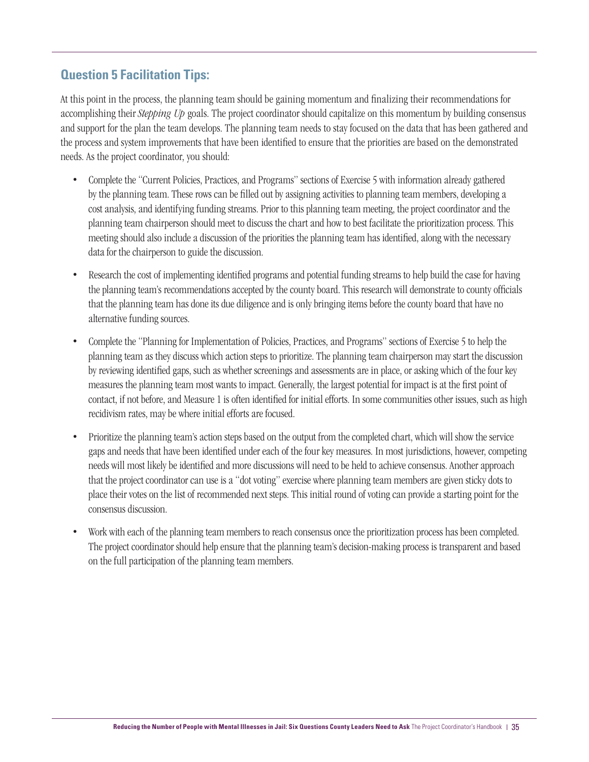## Question 5 Facilitation Tips:

At this point in the process, the planning team should be gaining momentum and finalizing their recommendations for accomplishing their *Stepping Up* goals. The project coordinator should capitalize on this momentum by building consensus and support for the plan the team develops. The planning team needs to stay focused on the data that has been gathered and the process and system improvements that have been identified to ensure that the priorities are based on the demonstrated needs. As the project coordinator, you should:

- Complete the "Current Policies, Practices, and Programs" sections of Exercise 5 with information already gathered by the planning team. These rows can be filled out by assigning activities to planning team members, developing a cost analysis, and identifying funding streams. Prior to this planning team meeting, the project coordinator and the planning team chairperson should meet to discuss the chart and how to best facilitate the prioritization process. This meeting should also include a discussion of the priorities the planning team has identified, along with the necessary data for the chairperson to guide the discussion.

- Research the cost of implementing identified programs and potential funding streams to help build the case for having the planning team's recommendations accepted by the county board. This research will demonstrate to county officials that the planning team has done its due diligence and is only bringing items before the county board that have no alternative funding sources.

- Complete the "Planning for Implementation of Policies, Practices, and Programs" sections of Exercise 5 to help the planning team as they discuss which action steps to prioritize. The planning team chairperson may start the discussion by reviewing identified gaps, such as whether screenings and assessments are in place, or asking which of the four key measures the planning team most wants to impact. Generally, the largest potential for impact is at the first point of contact, if not before, and Measure 1 is often identified for initial efforts. In some communities other issues, such as high recidivism rates, may be where initial efforts are focused.

- Prioritize the planning team's action steps based on the output from the completed chart, which will show the service gaps and needs that have been identified under each of the four key measures. In most jurisdictions, however, competing needs will most likely be identified and more discussions will need to be held to achieve consensus. Another approach that the project coordinator can use is a "dot voting" exercise where planning team members are given sticky dots to place their votes on the list of recommended next steps. This initial round of voting can provide a starting point for the consensus discussion.

- Work with each of the planning team members to reach consensus once the prioritization process has been completed. The project coordinator should help ensure that the planning team's decision-making process is transparent and based on the full participation of the planning team members.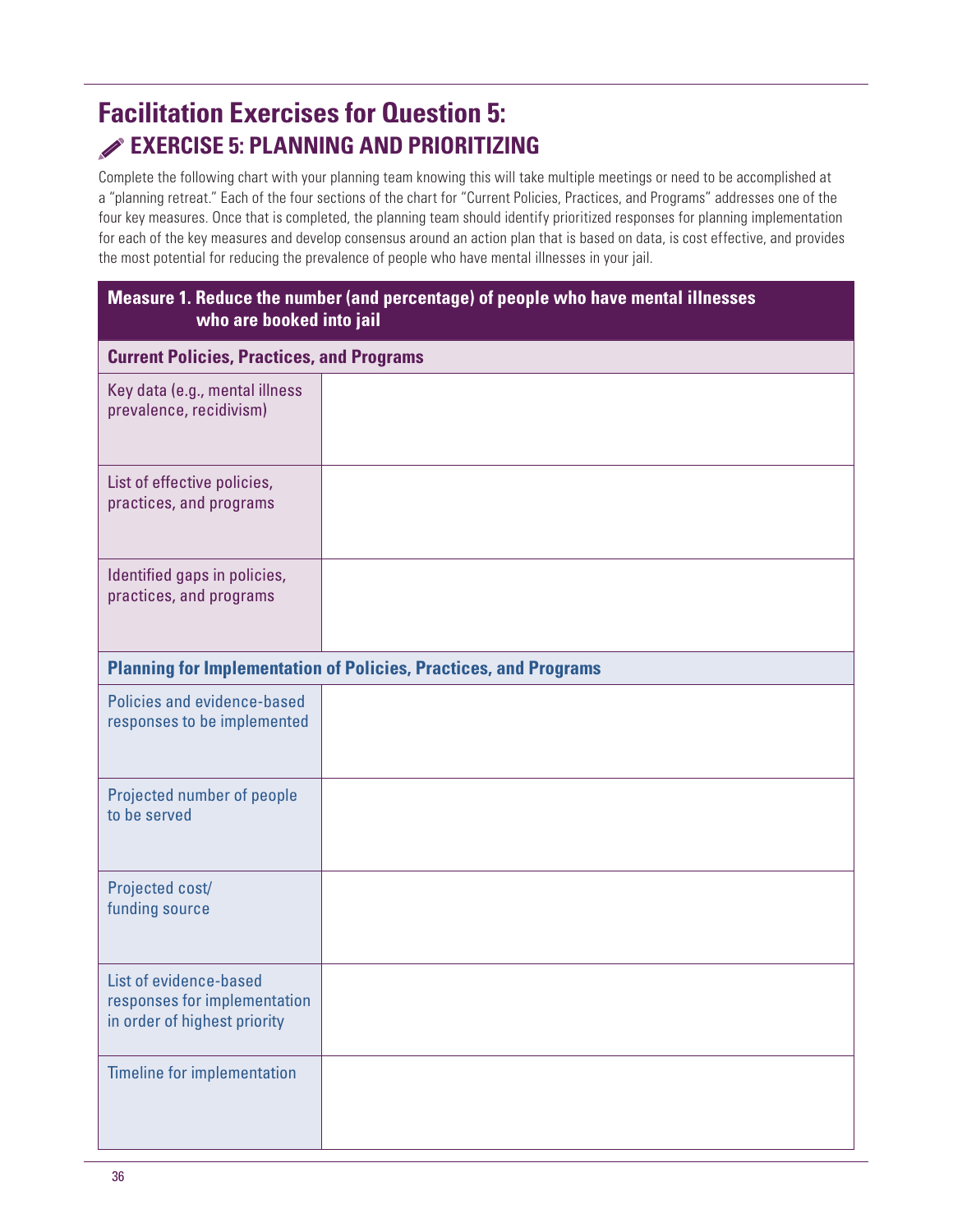# Facilitation Exercises for Question 5:

## EXERCISE 5: PLANNING AND PRIORITIZING

Complete the following chart with your planning team knowing this will take multiple meetings or need to be accomplished at a "planning retreat." Each of the four sections of the chart for "Current Policies, Practices, and Programs" addresses one of the four key measures. Once that is completed, the planning team should identify prioritized responses for planning implementation for each of the key measures and develop consensus around an action plan that is based on data, is cost effective, and provides the most potential for reducing the prevalence of people who have mental illnesses in your jail.

| **Measure 1. Reduce the number (and percentage) of people who have mental illnesses who are booked into jail** | |
|---|---|
| **Current Policies, Practices, and Programs** | |
| Key data (e.g., mental illness prevalence, recidivism) | |
| List of effective policies, practices, and programs | |
| Identified gaps in policies, practices, and programs | |
| **Planning for Implementation of Policies, Practices, and Programs** | |
| Policies and evidence-based responses to be implemented | |
| Projected number of people to be served | |
| Projected cost/ funding source | |
| List of evidence-based responses for implementation in order of highest priority | |
| Timeline for implementation | |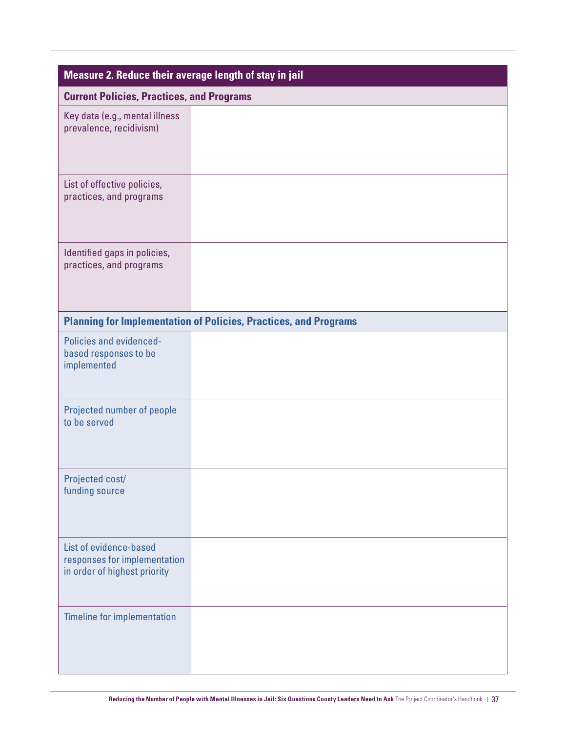| Measure 2. Reduce their average length of stay in jail | |
|---|---|
| **Current Policies, Practices, and Programs** | |
| Key data (e.g., mental illness prevalence, recidivism) | |
| List of effective policies, practices, and programs | |
| Identified gaps in policies, practices, and programs | |
| **Planning for Implementation of Policies, Practices, and Programs** | |
| Policies and evidenced-based responses to be implemented | |
| Projected number of people to be served | |
| Projected cost/ funding source | |
| List of evidence-based responses for implementation in order of highest priority | |
| Timeline for implementation | |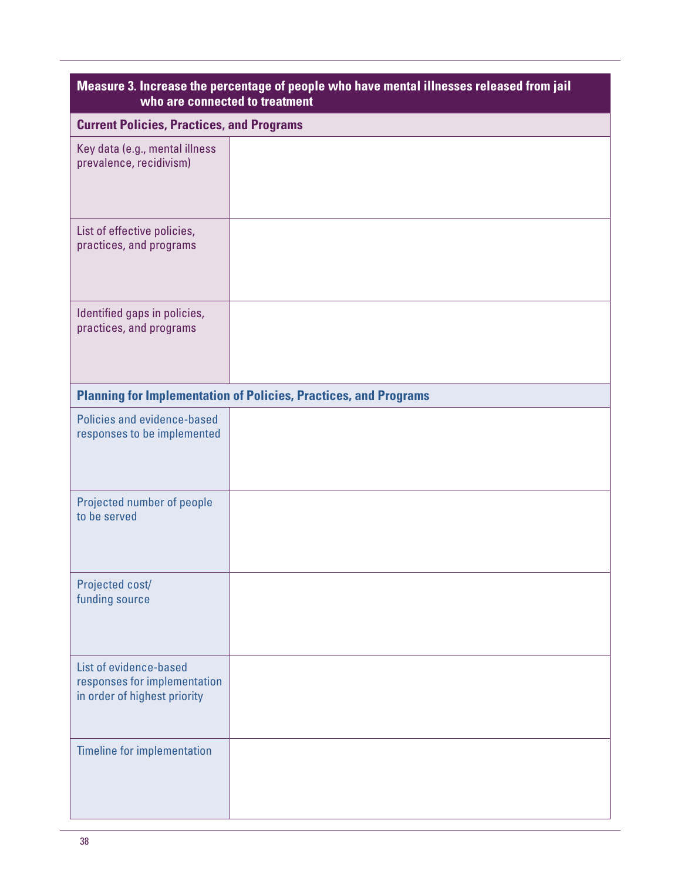| Measure 3. Increase the percentage of people who have mental illnesses released from jail who are connected to treatment | |
|---|---|
| **Current Policies, Practices, and Programs** | |
| Key data (e.g., mental illness prevalence, recidivism) | |
| List of effective policies, practices, and programs | |
| Identified gaps in policies, practices, and programs | |
| **Planning for Implementation of Policies, Practices, and Programs** | |
| Policies and evidence-based responses to be implemented | |
| Projected number of people to be served | |
| Projected cost/ funding source | |
| List of evidence-based responses for implementation in order of highest priority | |
| Timeline for implementation | |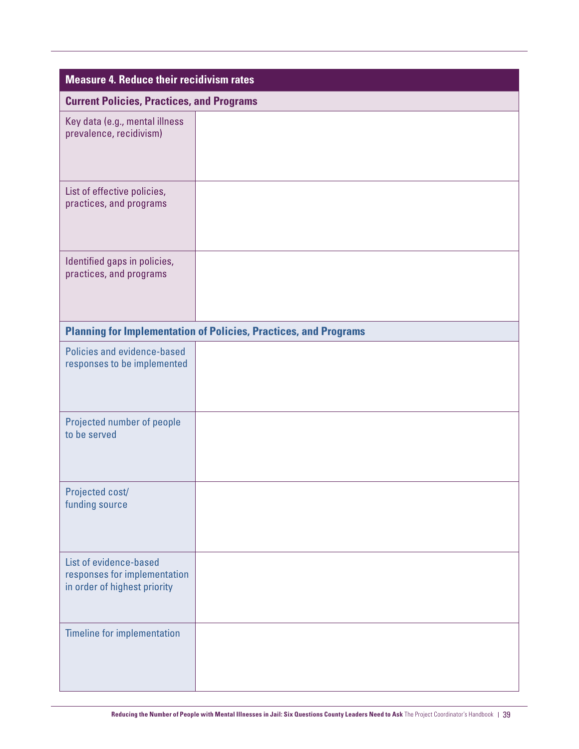| Measure 4. Reduce their recidivism rates | |
|---|---|
| **Current Policies, Practices, and Programs** | |
| Key data (e.g., mental illness prevalence, recidivism) | |
| List of effective policies, practices, and programs | |
| Identified gaps in policies, practices, and programs | |
| **Planning for Implementation of Policies, Practices, and Programs** | |
| Policies and evidence-based responses to be implemented | |
| Projected number of people to be served | |
| Projected cost/ funding source | |
| List of evidence-based responses for implementation in order of highest priority | |
| Timeline for implementation | |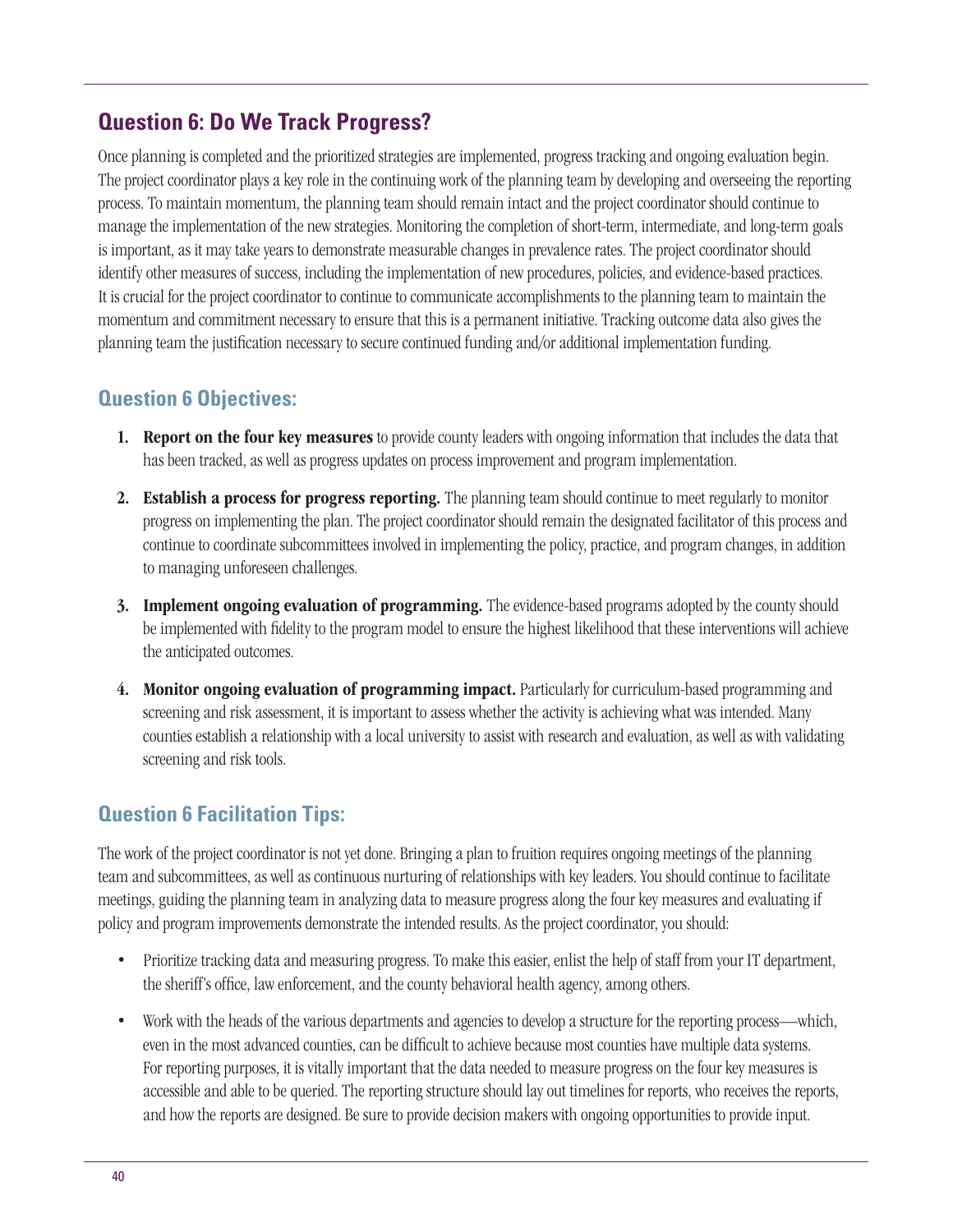## Question 6: Do We Track Progress?

Once planning is completed and the prioritized strategies are implemented, progress tracking and ongoing evaluation begin. The project coordinator plays a key role in the continuing work of the planning team by developing and overseeing the reporting process. To maintain momentum, the planning team should remain intact and the project coordinator should continue to manage the implementation of the new strategies. Monitoring the completion of short-term, intermediate, and long-term goals is important, as it may take years to demonstrate measurable changes in prevalence rates. The project coordinator should identify other measures of success, including the implementation of new procedures, policies, and evidence-based practices. It is crucial for the project coordinator to continue to communicate accomplishments to the planning team to maintain the momentum and commitment necessary to ensure that this is a permanent initiative. Tracking outcome data also gives the planning team the justification necessary to secure continued funding and/or additional implementation funding.

### Question 6 Objectives:

1. **Report on the four key measures** to provide county leaders with ongoing information that includes the data that has been tracked, as well as progress updates on process improvement and program implementation.
2. **Establish a process for progress reporting.** The planning team should continue to meet regularly to monitor progress on implementing the plan. The project coordinator should remain the designated facilitator of this process and continue to coordinate subcommittees involved in implementing the policy, practice, and program changes, in addition to managing unforeseen challenges.
3. **Implement ongoing evaluation of programming.** The evidence-based programs adopted by the county should be implemented with fidelity to the program model to ensure the highest likelihood that these interventions will achieve the anticipated outcomes.
4. **Monitor ongoing evaluation of programming impact.** Particularly for curriculum-based programming and screening and risk assessment, it is important to assess whether the activity is achieving what was intended. Many counties establish a relationship with a local university to assist with research and evaluation, as well as with validating screening and risk tools.

### Question 6 Facilitation Tips:

The work of the project coordinator is not yet done. Bringing a plan to fruition requires ongoing meetings of the planning team and subcommittees, as well as continuous nurturing of relationships with key leaders. You should continue to facilitate meetings, guiding the planning team in analyzing data to measure progress along the four key measures and evaluating if policy and program improvements demonstrate the intended results. As the project coordinator, you should:

- Prioritize tracking data and measuring progress. To make this easier, enlist the help of staff from your IT department, the sheriff's office, law enforcement, and the county behavioral health agency, among others.
- Work with the heads of the various departments and agencies to develop a structure for the reporting process—which, even in the most advanced counties, can be difficult to achieve because most counties have multiple data systems. For reporting purposes, it is vitally important that the data needed to measure progress on the four key measures is accessible and able to be queried. The reporting structure should lay out timelines for reports, who receives the reports, and how the reports are designed. Be sure to provide decision makers with ongoing opportunities to provide input.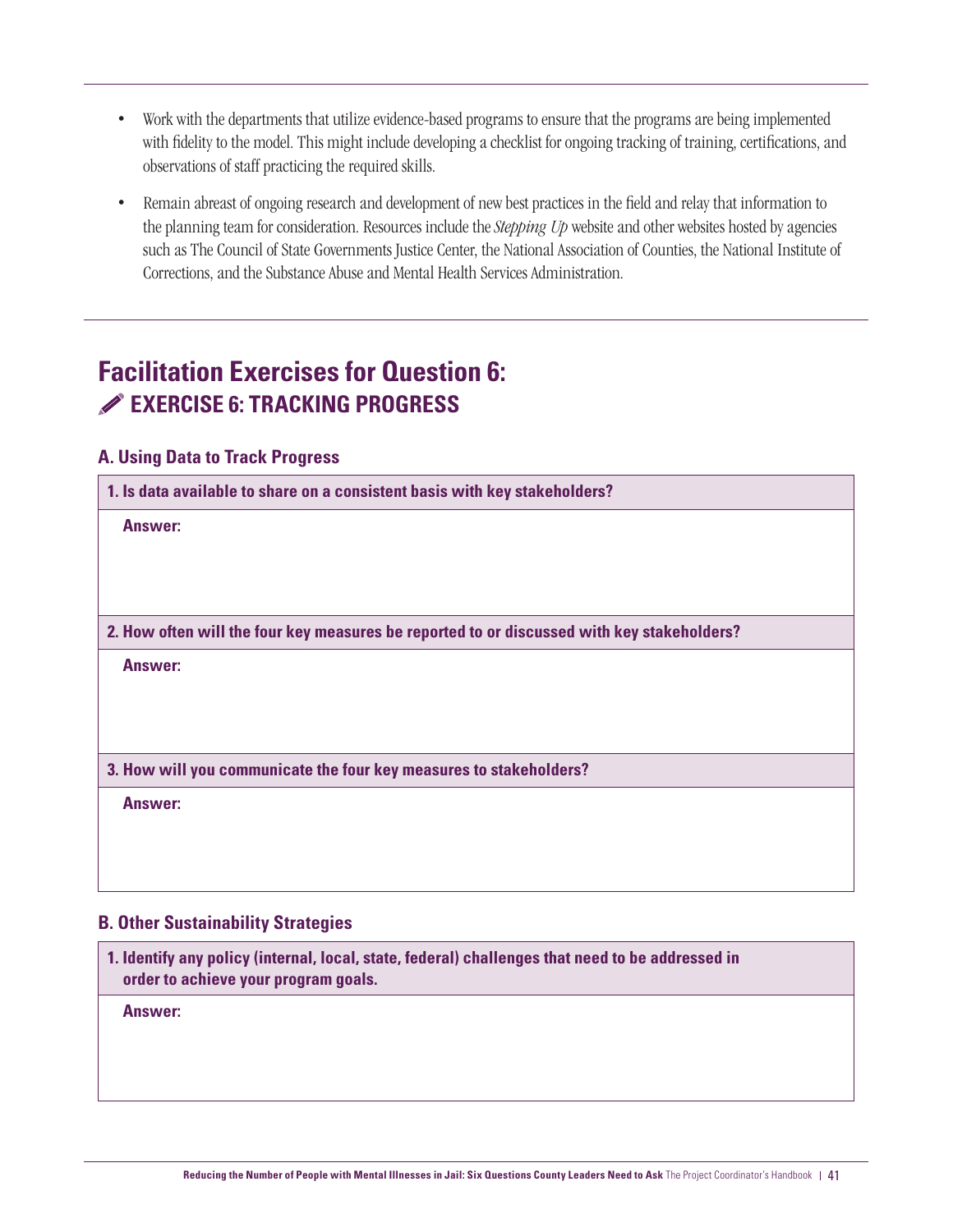- Work with the departments that utilize evidence-based programs to ensure that the programs are being implemented with fidelity to the model. This might include developing a checklist for ongoing tracking of training, certifications, and observations of staff practicing the required skills.
- Remain abreast of ongoing research and development of new best practices in the field and relay that information to the planning team for consideration. Resources include the *Stepping Up* website and other websites hosted by agencies such as The Council of State Governments Justice Center, the National Association of Counties, the National Institute of Corrections, and the Substance Abuse and Mental Health Services Administration.

## Facilitation Exercises for Question 6:

### EXERCISE 6: TRACKING PROGRESS

#### A. Using Data to Track Progress

**1. Is data available to share on a consistent basis with key stakeholders?**

**Answer:**

**2. How often will the four key measures be reported to or discussed with key stakeholders?**

**Answer:**

**3. How will you communicate the four key measures to stakeholders?**

**Answer:**

#### B. Other Sustainability Strategies

**1. Identify any policy (internal, local, state, federal) challenges that need to be addressed in order to achieve your program goals.**

**Answer:**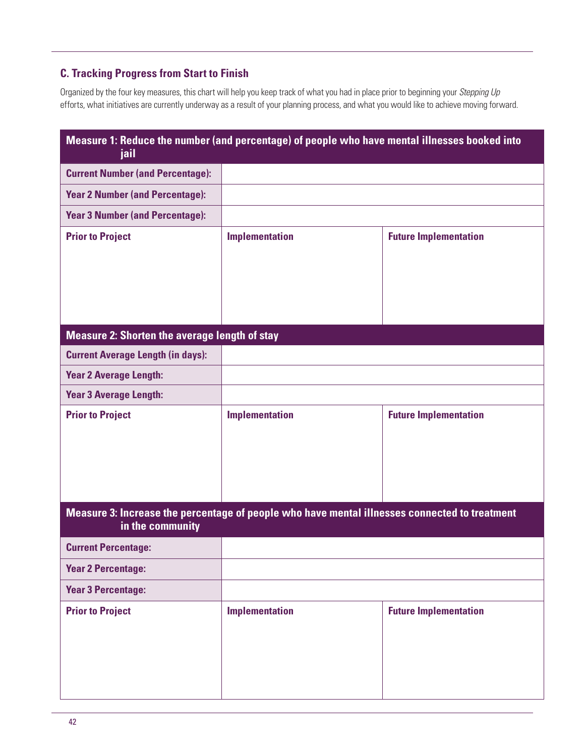### C. Tracking Progress from Start to Finish

Organized by the four key measures, this chart will help you keep track of what you had in place prior to beginning your *Stepping Up* efforts, what initiatives are currently underway as a result of your planning process, and what you would like to achieve moving forward.

| **Measure 1: Reduce the number (and percentage) of people who have mental illnesses booked into jail** | | |
|---|---|---|
| **Current Number (and Percentage):** | | |
| **Year 2 Number (and Percentage):** | | |
| **Year 3 Number (and Percentage):** | | |
| **Prior to Project** | **Implementation** | **Future Implementation** |
| **Measure 2: Shorten the average length of stay** | | |
| **Current Average Length (in days):** | | |
| **Year 2 Average Length:** | | |
| **Year 3 Average Length:** | | |
| **Prior to Project** | **Implementation** | **Future Implementation** |
| **Measure 3: Increase the percentage of people who have mental illnesses connected to treatment in the community** | | |
| **Current Percentage:** | | |
| **Year 2 Percentage:** | | |
| **Year 3 Percentage:** | | |
| **Prior to Project** | **Implementation** | **Future Implementation** |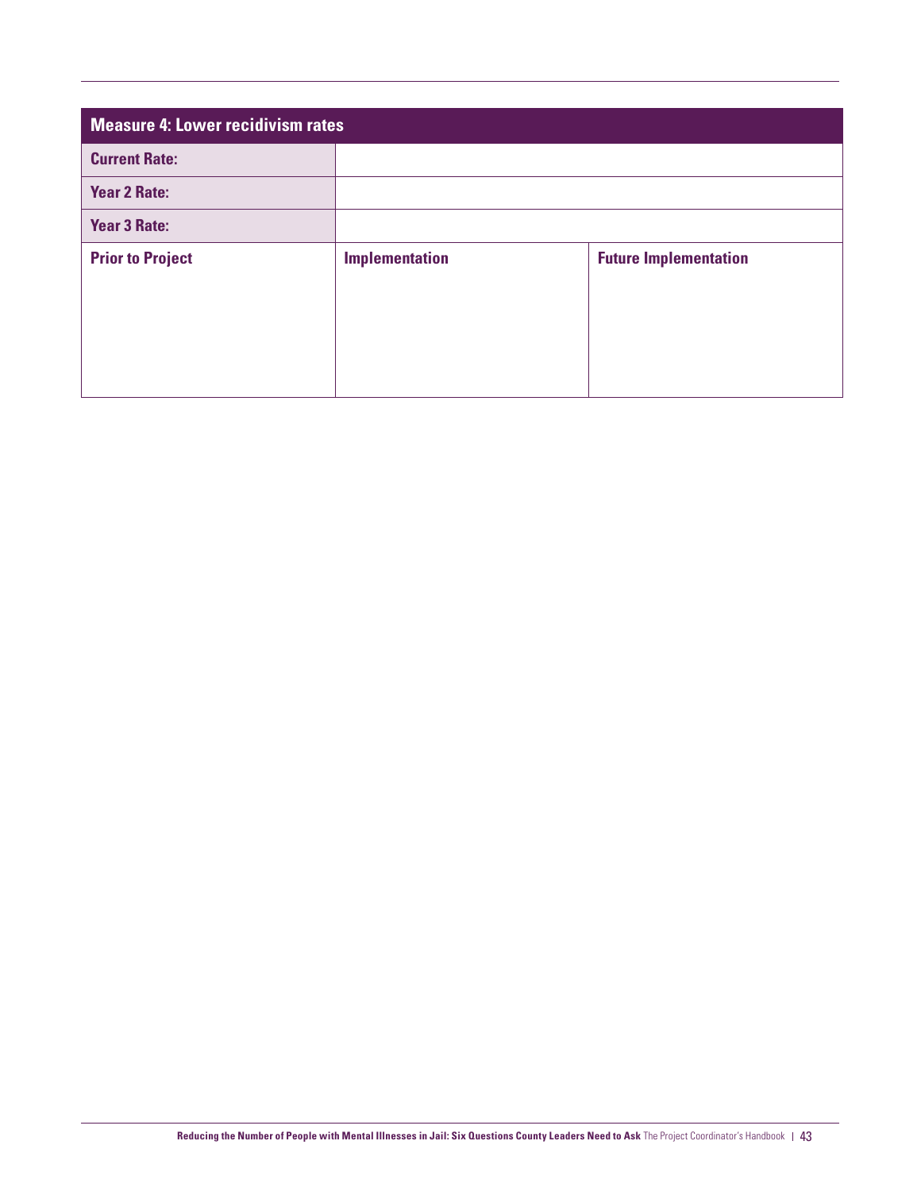| Measure 4: Lower recidivism rates | | |
|---|---|---|
| **Current Rate:** | | |
| **Year 2 Rate:** | | |
| **Year 3 Rate:** | | |
| **Prior to Project** | **Implementation** | **Future Implementation** |
| | | |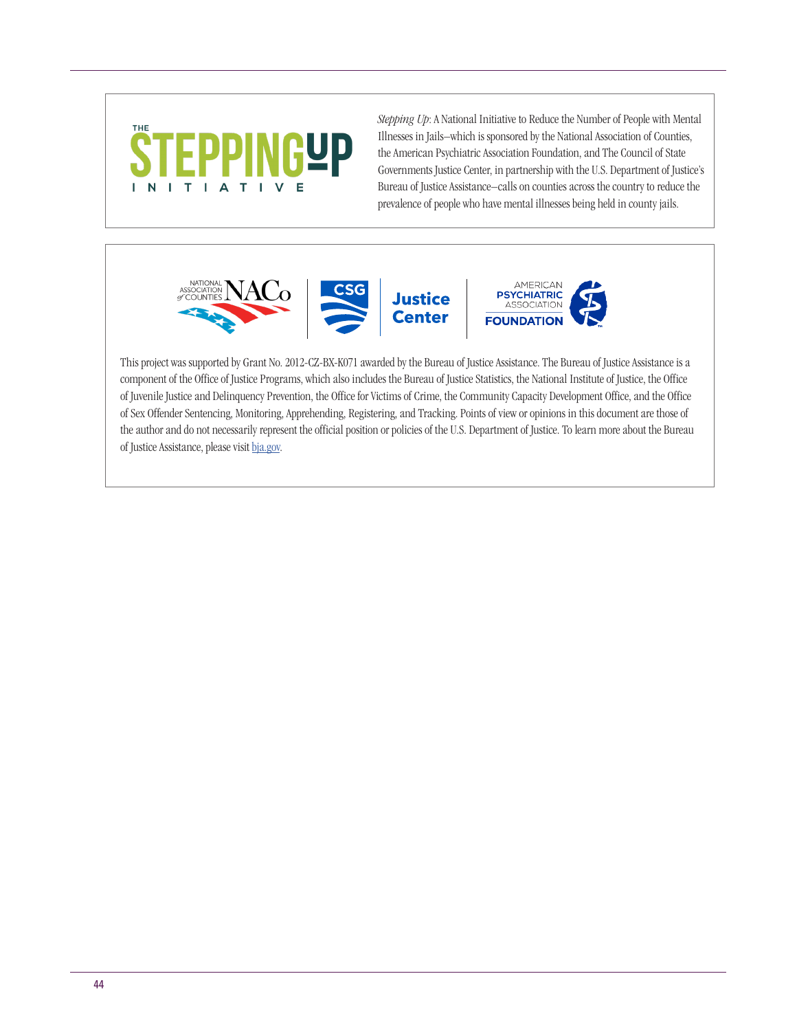THE STEPPING UP INITIATIVE

*Stepping Up*: A National Initiative to Reduce the Number of People with Mental Illnesses in Jails—which is sponsored by the National Association of Counties, the American Psychiatric Association Foundation, and The Council of State Governments Justice Center, in partnership with the U.S. Department of Justice's Bureau of Justice Assistance—calls on counties across the country to reduce the prevalence of people who have mental illnesses being held in county jails.

NATIONAL ASSOCIATION of COUNTIES NACo | CSG Justice Center | AMERICAN PSYCHIATRIC ASSOCIATION FOUNDATION

This project was supported by Grant No. 2012-CZ-BX-K071 awarded by the Bureau of Justice Assistance. The Bureau of Justice Assistance is a component of the Office of Justice Programs, which also includes the Bureau of Justice Statistics, the National Institute of Justice, the Office of Juvenile Justice and Delinquency Prevention, the Office for Victims of Crime, the Community Capacity Development Office, and the Office of Sex Offender Sentencing, Monitoring, Apprehending, Registering, and Tracking. Points of view or opinions in this document are those of the author and do not necessarily represent the official position or policies of the U.S. Department of Justice. To learn more about the Bureau of Justice Assistance, please visit bja.gov.